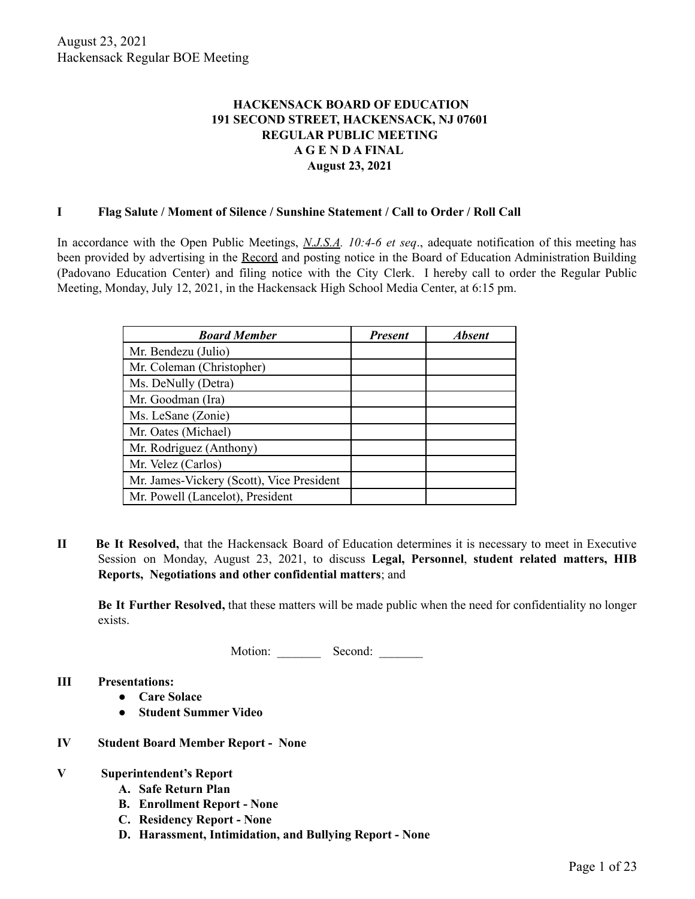# HACKENSACK BOARD OF EDUCATION
## 191 SECOND STREET, HACKENSACK, NJ 07601
## REGULAR PUBLIC MEETING
## A G E N D A FINAL
## August 23, 2021

### I Flag Salute / Moment of Silence / Sunshine Statement / Call to Order / Roll Call

In accordance with the Open Public Meetings, *N.J.S.A. 10:4-6 et seq*., adequate notification of this meeting has been provided by advertising in the Record and posting notice in the Board of Education Administration Building (Padovano Education Center) and filing notice with the City Clerk. I hereby call to order the Regular Public Meeting, Monday, July 12, 2021, in the Hackensack High School Media Center, at 6:15 pm.

| *Board Member* | *Present* | *Absent* |
|---|---|---|
| Mr. Bendezu (Julio) | | |
| Mr. Coleman (Christopher) | | |
| Ms. DeNully (Detra) | | |
| Mr. Goodman (Ira) | | |
| Ms. LeSane (Zonie) | | |
| Mr. Oates (Michael) | | |
| Mr. Rodriguez (Anthony) | | |
| Mr. Velez (Carlos) | | |
| Mr. James-Vickery (Scott), Vice President | | |
| Mr. Powell (Lancelot), President | | |

**II Be It Resolved,** that the Hackensack Board of Education determines it is necessary to meet in Executive Session on Monday, August 23, 2021, to discuss **Legal, Personnel**, **student related matters, HIB Reports, Negotiations and other confidential matters**; and

**Be It Further Resolved,** that these matters will be made public when the need for confidentiality no longer exists.

Motion: _______ Second: _______

### III Presentations:

- **Care Solace**
- **Student Summer Video**

### IV Student Board Member Report - None

### V Superintendent's Report

A. **Safe Return Plan**
B. **Enrollment Report - None**
C. **Residency Report - None**
D. **Harassment, Intimidation, and Bullying Report - None**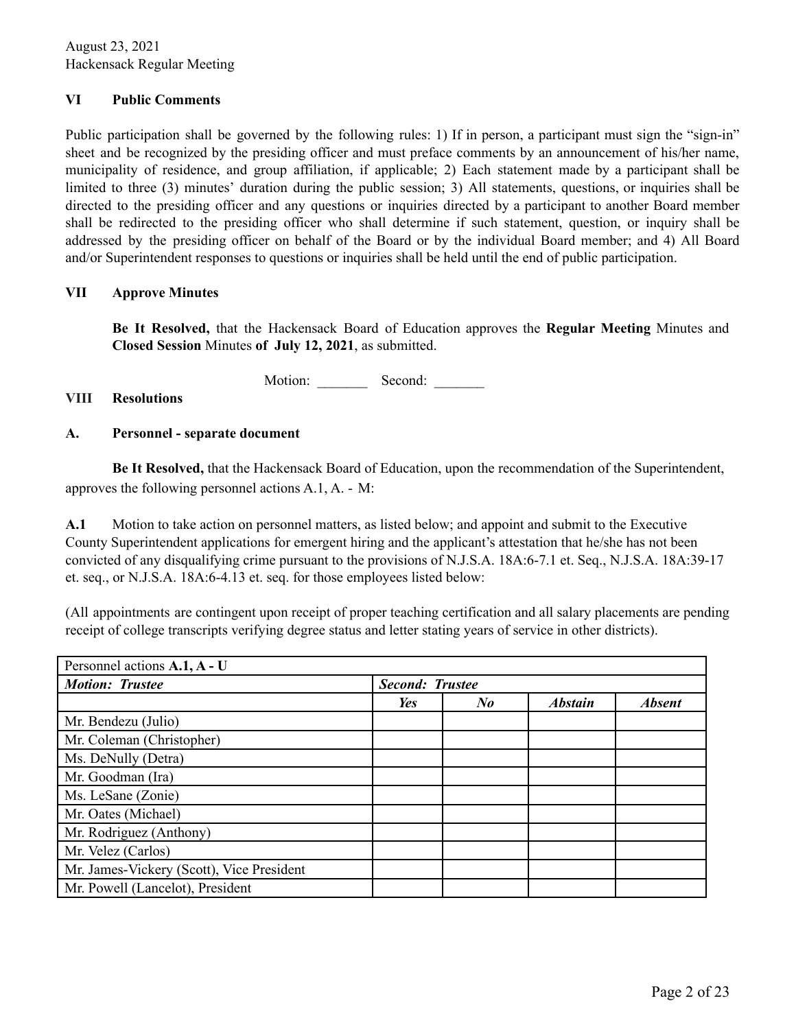## VI Public Comments

Public participation shall be governed by the following rules: 1) If in person, a participant must sign the "sign-in" sheet and be recognized by the presiding officer and must preface comments by an announcement of his/her name, municipality of residence, and group affiliation, if applicable; 2) Each statement made by a participant shall be limited to three (3) minutes' duration during the public session; 3) All statements, questions, or inquiries shall be directed to the presiding officer and any questions or inquiries directed by a participant to another Board member shall be redirected to the presiding officer who shall determine if such statement, question, or inquiry shall be addressed by the presiding officer on behalf of the Board or by the individual Board member; and 4) All Board and/or Superintendent responses to questions or inquiries shall be held until the end of public participation.

## VII Approve Minutes

**Be It Resolved,** that the Hackensack Board of Education approves the **Regular Meeting** Minutes and **Closed Session** Minutes **of July 12, 2021**, as submitted.

Motion: _______ Second: _______

## VIII Resolutions

### A. Personnel - separate document

**Be It Resolved,** that the Hackensack Board of Education, upon the recommendation of the Superintendent, approves the following personnel actions A.1, A. - M:

**A.1** Motion to take action on personnel matters, as listed below; and appoint and submit to the Executive County Superintendent applications for emergent hiring and the applicant's attestation that he/she has not been convicted of any disqualifying crime pursuant to the provisions of N.J.S.A. 18A:6-7.1 et. Seq., N.J.S.A. 18A:39-17 et. seq., or N.J.S.A. 18A:6-4.13 et. seq. for those employees listed below:

(All appointments are contingent upon receipt of proper teaching certification and all salary placements are pending receipt of college transcripts verifying degree status and letter stating years of service in other districts).

| Personnel actions **A.1, A - U** | | | | |
|---|---|---|---|---|
| ***Motion: Trustee*** | ***Second: Trustee*** | | | |
| | ***Yes*** | ***No*** | ***Abstain*** | ***Absent*** |
| Mr. Bendezu (Julio) | | | | |
| Mr. Coleman (Christopher) | | | | |
| Ms. DeNully (Detra) | | | | |
| Mr. Goodman (Ira) | | | | |
| Ms. LeSane (Zonie) | | | | |
| Mr. Oates (Michael) | | | | |
| Mr. Rodriguez (Anthony) | | | | |
| Mr. Velez (Carlos) | | | | |
| Mr. James-Vickery (Scott), Vice President | | | | |
| Mr. Powell (Lancelot), President | | | | |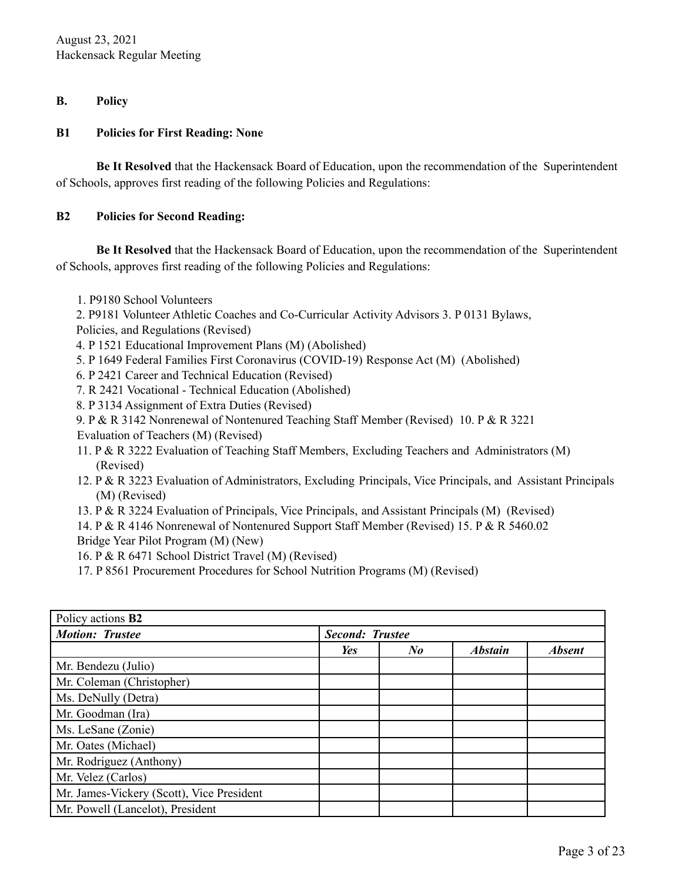**B. Policy**

**B1 Policies for First Reading: None**

**Be It Resolved** that the Hackensack Board of Education, upon the recommendation of the Superintendent of Schools, approves first reading of the following Policies and Regulations:

**B2 Policies for Second Reading:**

**Be It Resolved** that the Hackensack Board of Education, upon the recommendation of the Superintendent of Schools, approves first reading of the following Policies and Regulations:

1. P9180 School Volunteers
2. P9181 Volunteer Athletic Coaches and Co-Curricular Activity Advisors
3. P 0131 Bylaws, Policies, and Regulations (Revised)
4. P 1521 Educational Improvement Plans (M) (Abolished)
5. P 1649 Federal Families First Coronavirus (COVID-19) Response Act (M) (Abolished)
6. P 2421 Career and Technical Education (Revised)
7. R 2421 Vocational - Technical Education (Abolished)
8. P 3134 Assignment of Extra Duties (Revised)
9. P & R 3142 Nonrenewal of Nontenured Teaching Staff Member (Revised)
10. P & R 3221 Evaluation of Teachers (M) (Revised)
11. P & R 3222 Evaluation of Teaching Staff Members, Excluding Teachers and Administrators (M) (Revised)
12. P & R 3223 Evaluation of Administrators, Excluding Principals, Vice Principals, and Assistant Principals (M) (Revised)
13. P & R 3224 Evaluation of Principals, Vice Principals, and Assistant Principals (M) (Revised)
14. P & R 4146 Nonrenewal of Nontenured Support Staff Member (Revised)
15. P & R 5460.02 Bridge Year Pilot Program (M) (New)
16. P & R 6471 School District Travel (M) (Revised)
17. P 8561 Procurement Procedures for School Nutrition Programs (M) (Revised)

| Policy actions **B2** | | | | |
|---|---|---|---|---|
| ***Motion: Trustee*** | ***Second: Trustee*** | | | |
| | ***Yes*** | ***No*** | ***Abstain*** | ***Absent*** |
| Mr. Bendezu (Julio) | | | | |
| Mr. Coleman (Christopher) | | | | |
| Ms. DeNully (Detra) | | | | |
| Mr. Goodman (Ira) | | | | |
| Ms. LeSane (Zonie) | | | | |
| Mr. Oates (Michael) | | | | |
| Mr. Rodriguez (Anthony) | | | | |
| Mr. Velez (Carlos) | | | | |
| Mr. James-Vickery (Scott), Vice President | | | | |
| Mr. Powell (Lancelot), President | | | | |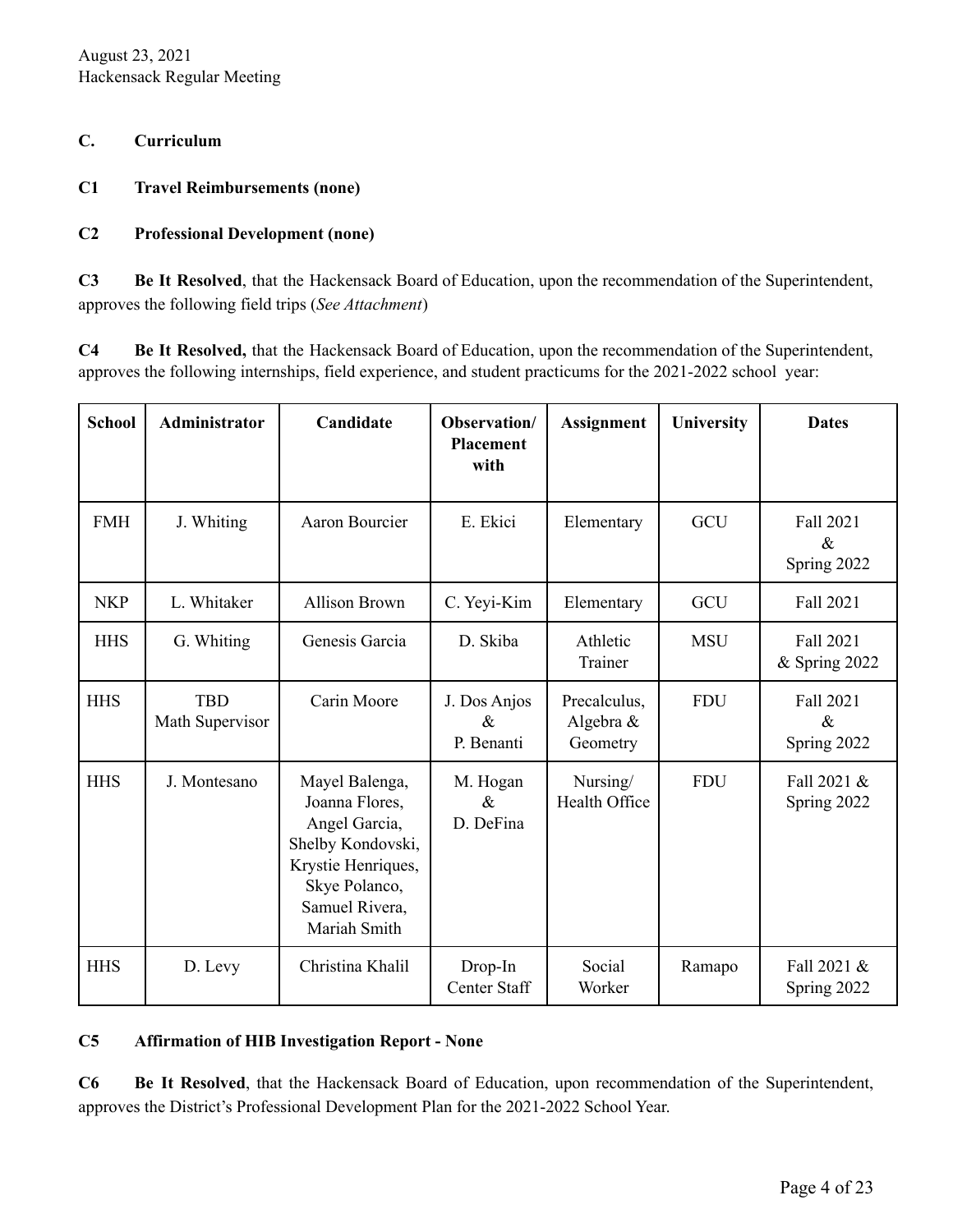## C. Curriculum

**C1 Travel Reimbursements (none)**

**C2 Professional Development (none)**

**C3 Be It Resolved**, that the Hackensack Board of Education, upon the recommendation of the Superintendent, approves the following field trips (*See Attachment*)

**C4 Be It Resolved,** that the Hackensack Board of Education, upon the recommendation of the Superintendent, approves the following internships, field experience, and student practicums for the 2021-2022 school year:

| School | Administrator | Candidate | Observation/ Placement with | Assignment | University | Dates |
|---|---|---|---|---|---|---|
| FMH | J. Whiting | Aaron Bourcier | E. Ekici | Elementary | GCU | Fall 2021 & Spring 2022 |
| NKP | L. Whitaker | Allison Brown | C. Yeyi-Kim | Elementary | GCU | Fall 2021 |
| HHS | G. Whiting | Genesis Garcia | D. Skiba | Athletic Trainer | MSU | Fall 2021 & Spring 2022 |
| HHS | TBD Math Supervisor | Carin Moore | J. Dos Anjos & P. Benanti | Precalculus, Algebra & Geometry | FDU | Fall 2021 & Spring 2022 |
| HHS | J. Montesano | Mayel Balenga, Joanna Flores, Angel Garcia, Shelby Kondovski, Krystie Henriques, Skye Polanco, Samuel Rivera, Mariah Smith | M. Hogan & D. DeFina | Nursing/ Health Office | FDU | Fall 2021 & Spring 2022 |
| HHS | D. Levy | Christina Khalil | Drop-In Center Staff | Social Worker | Ramapo | Fall 2021 & Spring 2022 |

**C5 Affirmation of HIB Investigation Report - None**

**C6 Be It Resolved**, that the Hackensack Board of Education, upon recommendation of the Superintendent, approves the District's Professional Development Plan for the 2021-2022 School Year.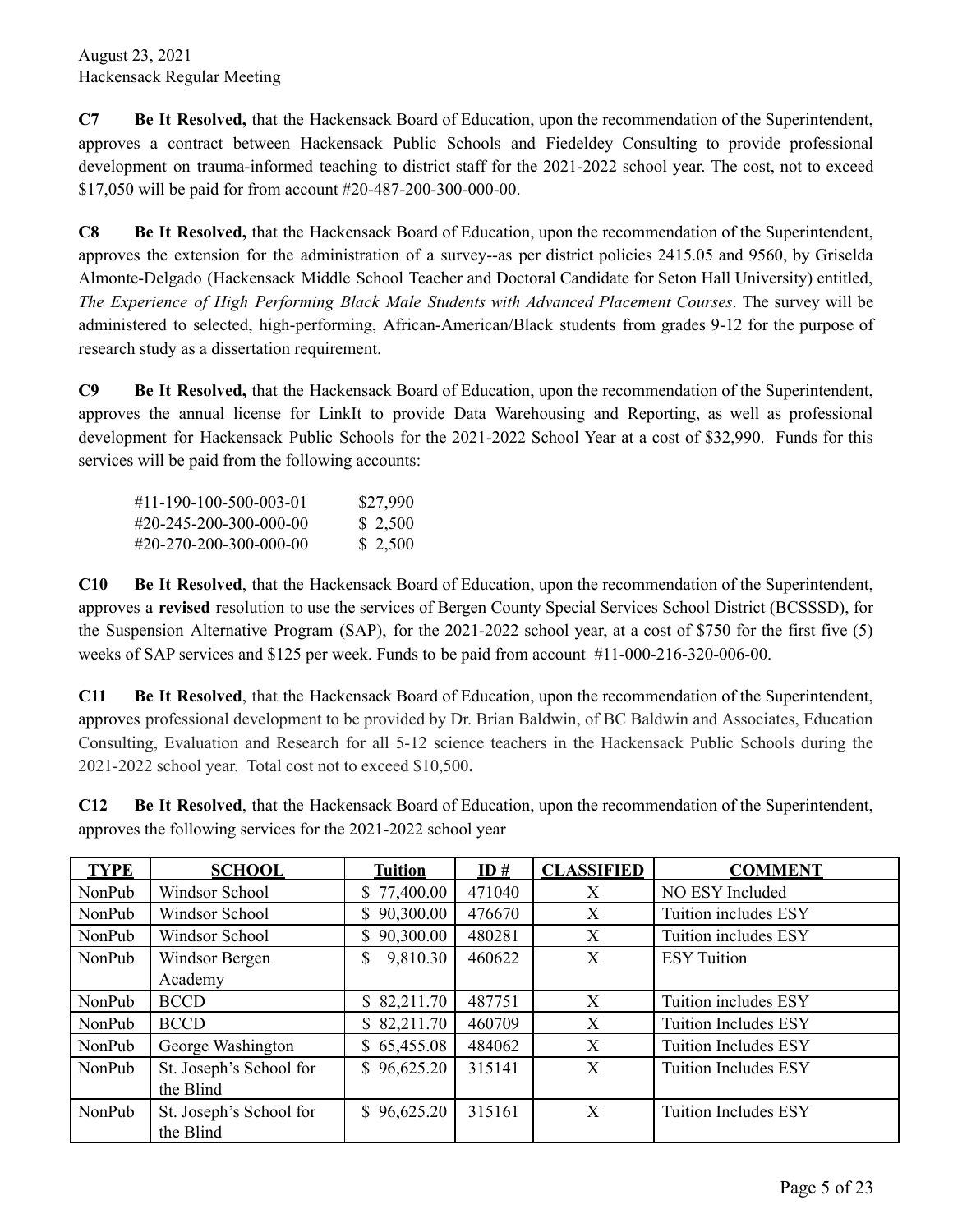**C7** **Be It Resolved,** that the Hackensack Board of Education, upon the recommendation of the Superintendent, approves a contract between Hackensack Public Schools and Fiedeldey Consulting to provide professional development on trauma-informed teaching to district staff for the 2021-2022 school year. The cost, not to exceed $17,050 will be paid for from account #20-487-200-300-000-00.

**C8** **Be It Resolved,** that the Hackensack Board of Education, upon the recommendation of the Superintendent, approves the extension for the administration of a survey--as per district policies 2415.05 and 9560, by Griselda Almonte-Delgado (Hackensack Middle School Teacher and Doctoral Candidate for Seton Hall University) entitled, *The Experience of High Performing Black Male Students with Advanced Placement Courses*. The survey will be administered to selected, high-performing, African-American/Black students from grades 9-12 for the purpose of research study as a dissertation requirement.

**C9** **Be It Resolved,** that the Hackensack Board of Education, upon the recommendation of the Superintendent, approves the annual license for LinkIt to provide Data Warehousing and Reporting, as well as professional development for Hackensack Public Schools for the 2021-2022 School Year at a cost of $32,990. Funds for this services will be paid from the following accounts:

| | |
|---|---|
| #11-190-100-500-003-01 | $27,990 |
| #20-245-200-300-000-00 | $ 2,500 |
| #20-270-200-300-000-00 | $ 2,500 |

**C10** **Be It Resolved**, that the Hackensack Board of Education, upon the recommendation of the Superintendent, approves a **revised** resolution to use the services of Bergen County Special Services School District (BCSSSD), for the Suspension Alternative Program (SAP), for the 2021-2022 school year, at a cost of $750 for the first five (5) weeks of SAP services and $125 per week. Funds to be paid from account #11-000-216-320-006-00.

**C11** **Be It Resolved**, that the Hackensack Board of Education, upon the recommendation of the Superintendent, approves professional development to be provided by Dr. Brian Baldwin, of BC Baldwin and Associates, Education Consulting, Evaluation and Research for all 5-12 science teachers in the Hackensack Public Schools during the 2021-2022 school year. Total cost not to exceed $10,500**.**

**C12** **Be It Resolved**, that the Hackensack Board of Education, upon the recommendation of the Superintendent, approves the following services for the 2021-2022 school year

| TYPE | SCHOOL | Tuition | ID # | CLASSIFIED | COMMENT |
|---|---|---|---|---|---|
| NonPub | Windsor School | $ 77,400.00 | 471040 | X | NO ESY Included |
| NonPub | Windsor School | $ 90,300.00 | 476670 | X | Tuition includes ESY |
| NonPub | Windsor School | $ 90,300.00 | 480281 | X | Tuition includes ESY |
| NonPub | Windsor Bergen Academy | $ 9,810.30 | 460622 | X | ESY Tuition |
| NonPub | BCCD | $ 82,211.70 | 487751 | X | Tuition includes ESY |
| NonPub | BCCD | $ 82,211.70 | 460709 | X | Tuition Includes ESY |
| NonPub | George Washington | $ 65,455.08 | 484062 | X | Tuition Includes ESY |
| NonPub | St. Joseph's School for the Blind | $ 96,625.20 | 315141 | X | Tuition Includes ESY |
| NonPub | St. Joseph's School for the Blind | $ 96,625.20 | 315161 | X | Tuition Includes ESY |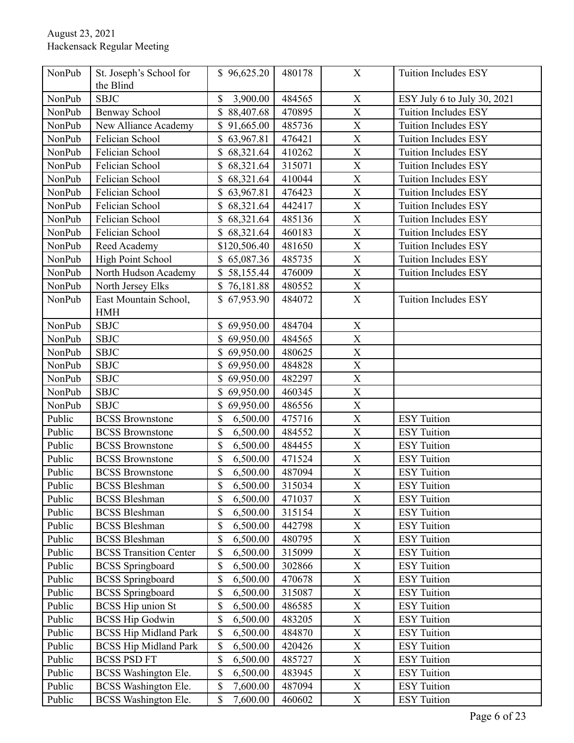| NonPub | St. Joseph's School for the Blind | $ 96,625.20 | 480178 | X | Tuition Includes ESY |
|---|---|---|---|---|---|
| NonPub | SBJC | $ 3,900.00 | 484565 | X | ESY July 6 to July 30, 2021 |
| NonPub | Benway School | $ 88,407.68 | 470895 | X | Tuition Includes ESY |
| NonPub | New Alliance Academy | $ 91,665.00 | 485736 | X | Tuition Includes ESY |
| NonPub | Felician School | $ 63,967.81 | 476421 | X | Tuition Includes ESY |
| NonPub | Felician School | $ 68,321.64 | 410262 | X | Tuition Includes ESY |
| NonPub | Felician School | $ 68,321.64 | 315071 | X | Tuition Includes ESY |
| NonPub | Felician School | $ 68,321.64 | 410044 | X | Tuition Includes ESY |
| NonPub | Felician School | $ 63,967.81 | 476423 | X | Tuition Includes ESY |
| NonPub | Felician School | $ 68,321.64 | 442417 | X | Tuition Includes ESY |
| NonPub | Felician School | $ 68,321.64 | 485136 | X | Tuition Includes ESY |
| NonPub | Felician School | $ 68,321.64 | 460183 | X | Tuition Includes ESY |
| NonPub | Reed Academy | $120,506.40 | 481650 | X | Tuition Includes ESY |
| NonPub | High Point School | $ 65,087.36 | 485735 | X | Tuition Includes ESY |
| NonPub | North Hudson Academy | $ 58,155.44 | 476009 | X | Tuition Includes ESY |
| NonPub | North Jersey Elks | $ 76,181.88 | 480552 | X | |
| NonPub | East Mountain School, HMH | $ 67,953.90 | 484072 | X | Tuition Includes ESY |
| NonPub | SBJC | $ 69,950.00 | 484704 | X | |
| NonPub | SBJC | $ 69,950.00 | 484565 | X | |
| NonPub | SBJC | $ 69,950.00 | 480625 | X | |
| NonPub | SBJC | $ 69,950.00 | 484828 | X | |
| NonPub | SBJC | $ 69,950.00 | 482297 | X | |
| NonPub | SBJC | $ 69,950.00 | 460345 | X | |
| NonPub | SBJC | $ 69,950.00 | 486556 | X | |
| Public | BCSS Brownstone | $ 6,500.00 | 475716 | X | ESY Tuition |
| Public | BCSS Brownstone | $ 6,500.00 | 484552 | X | ESY Tuition |
| Public | BCSS Brownstone | $ 6,500.00 | 484455 | X | ESY Tuition |
| Public | BCSS Brownstone | $ 6,500.00 | 471524 | X | ESY Tuition |
| Public | BCSS Brownstone | $ 6,500.00 | 487094 | X | ESY Tuition |
| Public | BCSS Bleshman | $ 6,500.00 | 315034 | X | ESY Tuition |
| Public | BCSS Bleshman | $ 6,500.00 | 471037 | X | ESY Tuition |
| Public | BCSS Bleshman | $ 6,500.00 | 315154 | X | ESY Tuition |
| Public | BCSS Bleshman | $ 6,500.00 | 442798 | X | ESY Tuition |
| Public | BCSS Bleshman | $ 6,500.00 | 480795 | X | ESY Tuition |
| Public | BCSS Transition Center | $ 6,500.00 | 315099 | X | ESY Tuition |
| Public | BCSS Springboard | $ 6,500.00 | 302866 | X | ESY Tuition |
| Public | BCSS Springboard | $ 6,500.00 | 470678 | X | ESY Tuition |
| Public | BCSS Springboard | $ 6,500.00 | 315087 | X | ESY Tuition |
| Public | BCSS Hip union St | $ 6,500.00 | 486585 | X | ESY Tuition |
| Public | BCSS Hip Godwin | $ 6,500.00 | 483205 | X | ESY Tuition |
| Public | BCSS Hip Midland Park | $ 6,500.00 | 484870 | X | ESY Tuition |
| Public | BCSS Hip Midland Park | $ 6,500.00 | 420426 | X | ESY Tuition |
| Public | BCSS PSD FT | $ 6,500.00 | 485727 | X | ESY Tuition |
| Public | BCSS Washington Ele. | $ 6,500.00 | 483945 | X | ESY Tuition |
| Public | BCSS Washington Ele. | $ 7,600.00 | 487094 | X | ESY Tuition |
| Public | BCSS Washington Ele. | $ 7,600.00 | 460602 | X | ESY Tuition |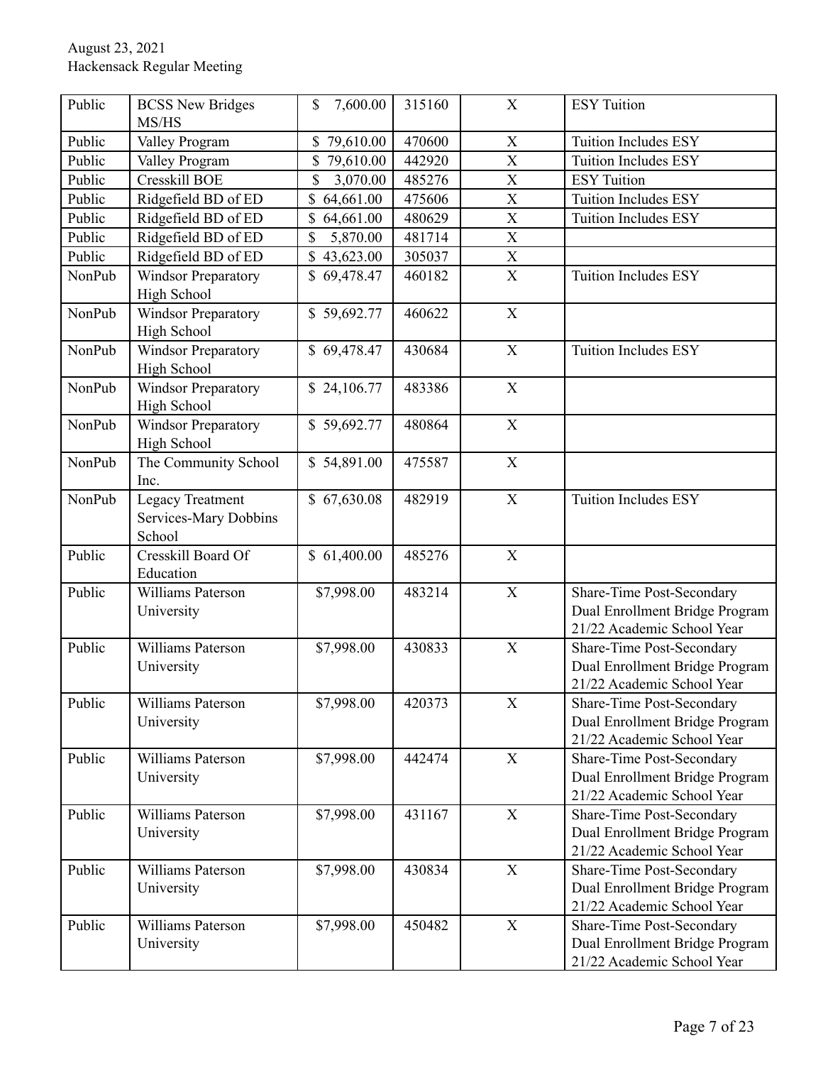| Public | BCSS New Bridges MS/HS | $ 7,600.00 | 315160 | X | ESY Tuition |
|---|---|---|---|---|---|
| Public | Valley Program | $ 79,610.00 | 470600 | X | Tuition Includes ESY |
| Public | Valley Program | $ 79,610.00 | 442920 | X | Tuition Includes ESY |
| Public | Cresskill BOE | $ 3,070.00 | 485276 | X | ESY Tuition |
| Public | Ridgefield BD of ED | $ 64,661.00 | 475606 | X | Tuition Includes ESY |
| Public | Ridgefield BD of ED | $ 64,661.00 | 480629 | X | Tuition Includes ESY |
| Public | Ridgefield BD of ED | $ 5,870.00 | 481714 | X | |
| Public | Ridgefield BD of ED | $ 43,623.00 | 305037 | X | |
| NonPub | Windsor Preparatory High School | $ 69,478.47 | 460182 | X | Tuition Includes ESY |
| NonPub | Windsor Preparatory High School | $ 59,692.77 | 460622 | X | |
| NonPub | Windsor Preparatory High School | $ 69,478.47 | 430684 | X | Tuition Includes ESY |
| NonPub | Windsor Preparatory High School | $ 24,106.77 | 483386 | X | |
| NonPub | Windsor Preparatory High School | $ 59,692.77 | 480864 | X | |
| NonPub | The Community School Inc. | $ 54,891.00 | 475587 | X | |
| NonPub | Legacy Treatment Services-Mary Dobbins School | $ 67,630.08 | 482919 | X | Tuition Includes ESY |
| Public | Cresskill Board Of Education | $ 61,400.00 | 485276 | X | |
| Public | Williams Paterson University | $7,998.00 | 483214 | X | Share-Time Post-Secondary Dual Enrollment Bridge Program 21/22 Academic School Year |
| Public | Williams Paterson University | $7,998.00 | 430833 | X | Share-Time Post-Secondary Dual Enrollment Bridge Program 21/22 Academic School Year |
| Public | Williams Paterson University | $7,998.00 | 420373 | X | Share-Time Post-Secondary Dual Enrollment Bridge Program 21/22 Academic School Year |
| Public | Williams Paterson University | $7,998.00 | 442474 | X | Share-Time Post-Secondary Dual Enrollment Bridge Program 21/22 Academic School Year |
| Public | Williams Paterson University | $7,998.00 | 431167 | X | Share-Time Post-Secondary Dual Enrollment Bridge Program 21/22 Academic School Year |
| Public | Williams Paterson University | $7,998.00 | 430834 | X | Share-Time Post-Secondary Dual Enrollment Bridge Program 21/22 Academic School Year |
| Public | Williams Paterson University | $7,998.00 | 450482 | X | Share-Time Post-Secondary Dual Enrollment Bridge Program 21/22 Academic School Year |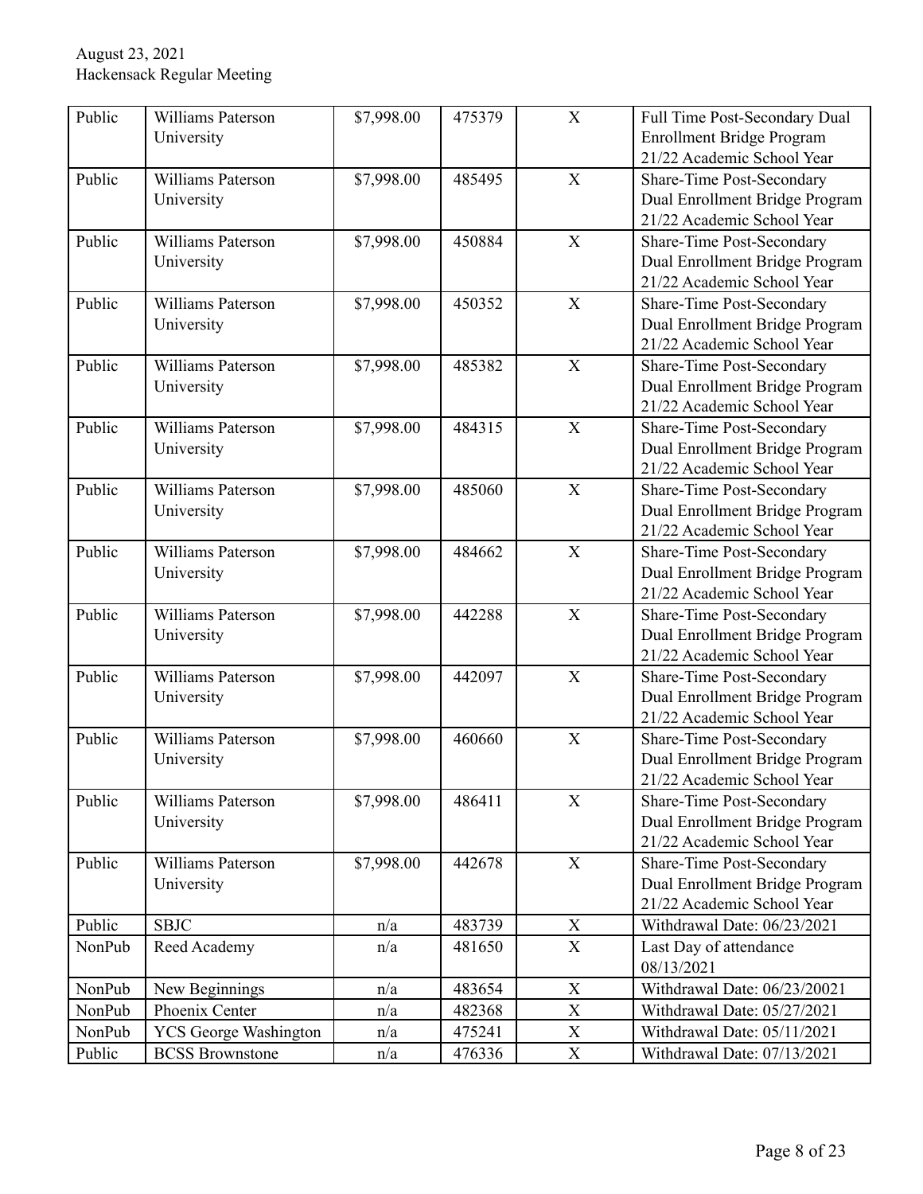| Public | Williams Paterson University | $7,998.00 | 475379 | X | Full Time Post-Secondary Dual Enrollment Bridge Program 21/22 Academic School Year |
|---|---|---|---|---|---|
| Public | Williams Paterson University | $7,998.00 | 485495 | X | Share-Time Post-Secondary Dual Enrollment Bridge Program 21/22 Academic School Year |
| Public | Williams Paterson University | $7,998.00 | 450884 | X | Share-Time Post-Secondary Dual Enrollment Bridge Program 21/22 Academic School Year |
| Public | Williams Paterson University | $7,998.00 | 450352 | X | Share-Time Post-Secondary Dual Enrollment Bridge Program 21/22 Academic School Year |
| Public | Williams Paterson University | $7,998.00 | 485382 | X | Share-Time Post-Secondary Dual Enrollment Bridge Program 21/22 Academic School Year |
| Public | Williams Paterson University | $7,998.00 | 484315 | X | Share-Time Post-Secondary Dual Enrollment Bridge Program 21/22 Academic School Year |
| Public | Williams Paterson University | $7,998.00 | 485060 | X | Share-Time Post-Secondary Dual Enrollment Bridge Program 21/22 Academic School Year |
| Public | Williams Paterson University | $7,998.00 | 484662 | X | Share-Time Post-Secondary Dual Enrollment Bridge Program 21/22 Academic School Year |
| Public | Williams Paterson University | $7,998.00 | 442288 | X | Share-Time Post-Secondary Dual Enrollment Bridge Program 21/22 Academic School Year |
| Public | Williams Paterson University | $7,998.00 | 442097 | X | Share-Time Post-Secondary Dual Enrollment Bridge Program 21/22 Academic School Year |
| Public | Williams Paterson University | $7,998.00 | 460660 | X | Share-Time Post-Secondary Dual Enrollment Bridge Program 21/22 Academic School Year |
| Public | Williams Paterson University | $7,998.00 | 486411 | X | Share-Time Post-Secondary Dual Enrollment Bridge Program 21/22 Academic School Year |
| Public | Williams Paterson University | $7,998.00 | 442678 | X | Share-Time Post-Secondary Dual Enrollment Bridge Program 21/22 Academic School Year |
| Public | SBJC | n/a | 483739 | X | Withdrawal Date: 06/23/2021 |
| NonPub | Reed Academy | n/a | 481650 | X | Last Day of attendance 08/13/2021 |
| NonPub | New Beginnings | n/a | 483654 | X | Withdrawal Date: 06/23/20021 |
| NonPub | Phoenix Center | n/a | 482368 | X | Withdrawal Date: 05/27/2021 |
| NonPub | YCS George Washington | n/a | 475241 | X | Withdrawal Date: 05/11/2021 |
| Public | BCSS Brownstone | n/a | 476336 | X | Withdrawal Date: 07/13/2021 |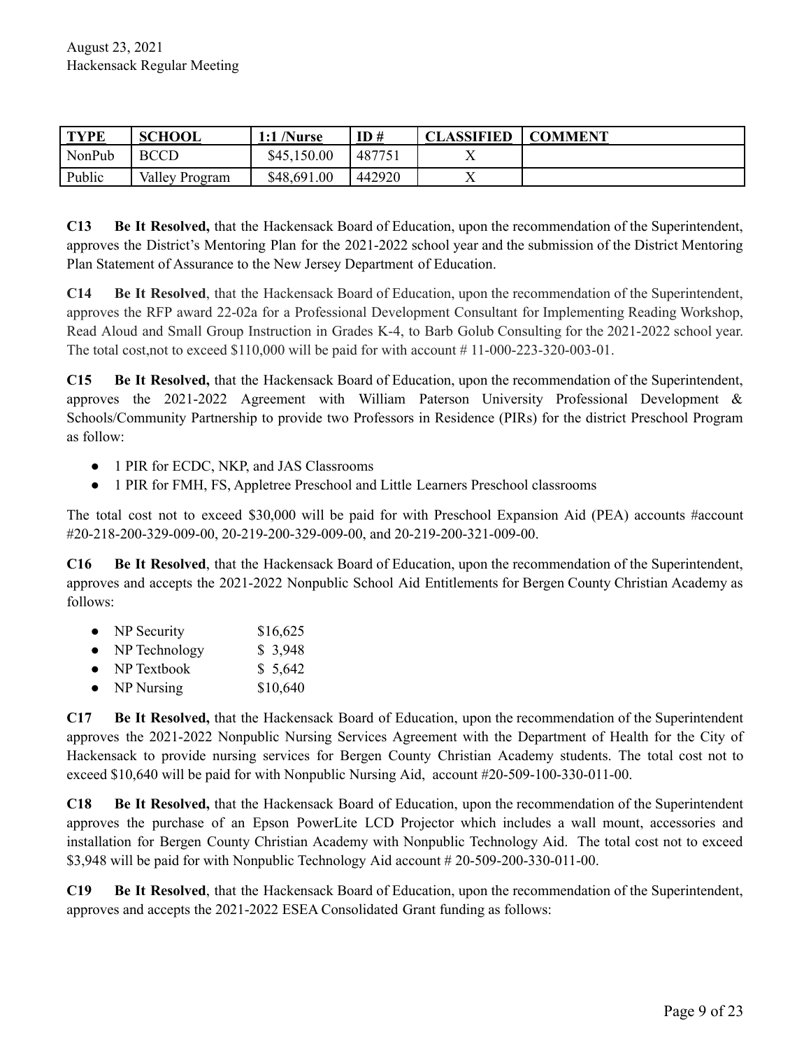| TYPE | SCHOOL | 1:1 /Nurse | ID # | CLASSIFIED | COMMENT |
|---|---|---|---|---|---|
| NonPub | BCCD | $45,150.00 | 487751 | X | |
| Public | Valley Program | $48,691.00 | 442920 | X | |

**C13 Be It Resolved,** that the Hackensack Board of Education, upon the recommendation of the Superintendent, approves the District's Mentoring Plan for the 2021-2022 school year and the submission of the District Mentoring Plan Statement of Assurance to the New Jersey Department of Education.

**C14 Be It Resolved**, that the Hackensack Board of Education, upon the recommendation of the Superintendent, approves the RFP award 22-02a for a Professional Development Consultant for Implementing Reading Workshop, Read Aloud and Small Group Instruction in Grades K-4, to Barb Golub Consulting for the 2021-2022 school year. The total cost,not to exceed $110,000 will be paid for with account # 11-000-223-320-003-01.

**C15 Be It Resolved,** that the Hackensack Board of Education, upon the recommendation of the Superintendent, approves the 2021-2022 Agreement with William Paterson University Professional Development & Schools/Community Partnership to provide two Professors in Residence (PIRs) for the district Preschool Program as follow:

- 1 PIR for ECDC, NKP, and JAS Classrooms
- 1 PIR for FMH, FS, Appletree Preschool and Little Learners Preschool classrooms

The total cost not to exceed $30,000 will be paid for with Preschool Expansion Aid (PEA) accounts #account #20-218-200-329-009-00, 20-219-200-329-009-00, and 20-219-200-321-009-00.

**C16 Be It Resolved**, that the Hackensack Board of Education, upon the recommendation of the Superintendent, approves and accepts the 2021-2022 Nonpublic School Aid Entitlements for Bergen County Christian Academy as follows:

- NP Security $16,625
- NP Technology $ 3,948
- NP Textbook $ 5,642
- NP Nursing $10,640

**C17 Be It Resolved,** that the Hackensack Board of Education, upon the recommendation of the Superintendent approves the 2021-2022 Nonpublic Nursing Services Agreement with the Department of Health for the City of Hackensack to provide nursing services for Bergen County Christian Academy students. The total cost not to exceed $10,640 will be paid for with Nonpublic Nursing Aid, account #20-509-100-330-011-00.

**C18 Be It Resolved,** that the Hackensack Board of Education, upon the recommendation of the Superintendent approves the purchase of an Epson PowerLite LCD Projector which includes a wall mount, accessories and installation for Bergen County Christian Academy with Nonpublic Technology Aid. The total cost not to exceed $3,948 will be paid for with Nonpublic Technology Aid account # 20-509-200-330-011-00.

**C19 Be It Resolved**, that the Hackensack Board of Education, upon the recommendation of the Superintendent, approves and accepts the 2021-2022 ESEA Consolidated Grant funding as follows: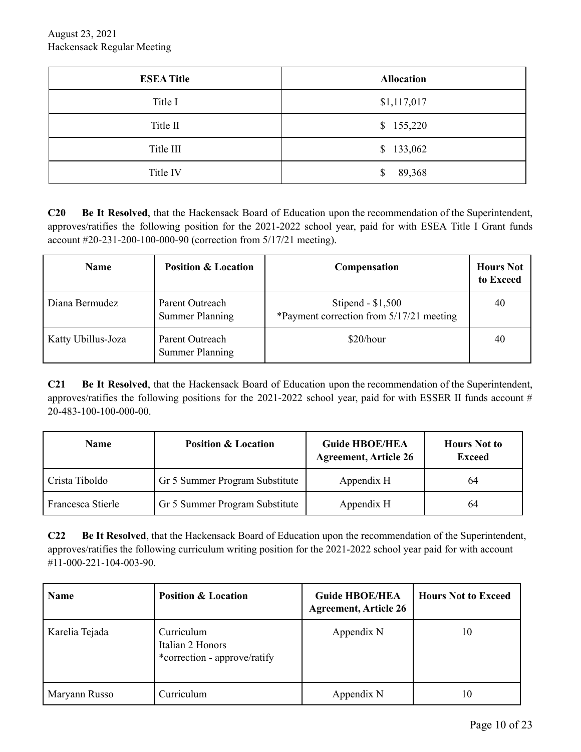| ESEA Title | Allocation |
|---|---|
| Title I | $1,117,017 |
| Title II | $ 155,220 |
| Title III | $ 133,062 |
| Title IV | $ 89,368 |

**C20** **Be It Resolved**, that the Hackensack Board of Education upon the recommendation of the Superintendent, approves/ratifies the following position for the 2021-2022 school year, paid for with ESEA Title I Grant funds account #20-231-200-100-000-90 (correction from 5/17/21 meeting).

| Name | Position & Location | Compensation | Hours Not to Exceed |
|---|---|---|---|
| Diana Bermudez | Parent Outreach Summer Planning | Stipend - $1,500 *Payment correction from 5/17/21 meeting | 40 |
| Katty Ubillus-Joza | Parent Outreach Summer Planning | $20/hour | 40 |

**C21** **Be It Resolved**, that the Hackensack Board of Education upon the recommendation of the Superintendent, approves/ratifies the following positions for the 2021-2022 school year, paid for with ESSER II funds account # 20-483-100-100-000-00.

| Name | Position & Location | Guide HBOE/HEA Agreement, Article 26 | Hours Not to Exceed |
|---|---|---|---|
| Crista Tiboldo | Gr 5 Summer Program Substitute | Appendix H | 64 |
| Francesca Stierle | Gr 5 Summer Program Substitute | Appendix H | 64 |

**C22** **Be It Resolved**, that the Hackensack Board of Education upon the recommendation of the Superintendent, approves/ratifies the following curriculum writing position for the 2021-2022 school year paid for with account #11-000-221-104-003-90.

| Name | Position & Location | Guide HBOE/HEA Agreement, Article 26 | Hours Not to Exceed |
|---|---|---|---|
| Karelia Tejada | Curriculum Italian 2 Honors *correction - approve/ratify | Appendix N | 10 |
| Maryann Russo | Curriculum | Appendix N | 10 |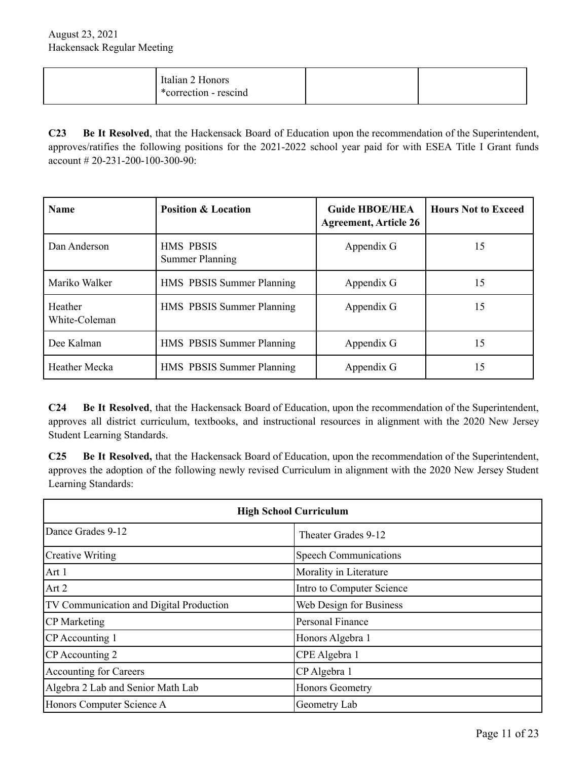|   | Italian 2 Honors *correction - rescind |   |   |
|---|---|---|---|

**C23 Be It Resolved**, that the Hackensack Board of Education upon the recommendation of the Superintendent, approves/ratifies the following positions for the 2021-2022 school year paid for with ESEA Title I Grant funds account # 20-231-200-100-300-90:

| Name | Position & Location | Guide HBOE/HEA Agreement, Article 26 | Hours Not to Exceed |
|---|---|---|---|
| Dan Anderson | HMS PBSIS Summer Planning | Appendix G | 15 |
| Mariko Walker | HMS PBSIS Summer Planning | Appendix G | 15 |
| Heather White-Coleman | HMS PBSIS Summer Planning | Appendix G | 15 |
| Dee Kalman | HMS PBSIS Summer Planning | Appendix G | 15 |
| Heather Mecka | HMS PBSIS Summer Planning | Appendix G | 15 |

**C24 Be It Resolved**, that the Hackensack Board of Education, upon the recommendation of the Superintendent, approves all district curriculum, textbooks, and instructional resources in alignment with the 2020 New Jersey Student Learning Standards.

**C25 Be It Resolved,** that the Hackensack Board of Education, upon the recommendation of the Superintendent, approves the adoption of the following newly revised Curriculum in alignment with the 2020 New Jersey Student Learning Standards:

| High School Curriculum | |
|---|---|
| Dance Grades 9-12 | Theater Grades 9-12 |
| Creative Writing | Speech Communications |
| Art 1 | Morality in Literature |
| Art 2 | Intro to Computer Science |
| TV Communication and Digital Production | Web Design for Business |
| CP Marketing | Personal Finance |
| CP Accounting 1 | Honors Algebra 1 |
| CP Accounting 2 | CPE Algebra 1 |
| Accounting for Careers | CP Algebra 1 |
| Algebra 2 Lab and Senior Math Lab | Honors Geometry |
| Honors Computer Science A | Geometry Lab |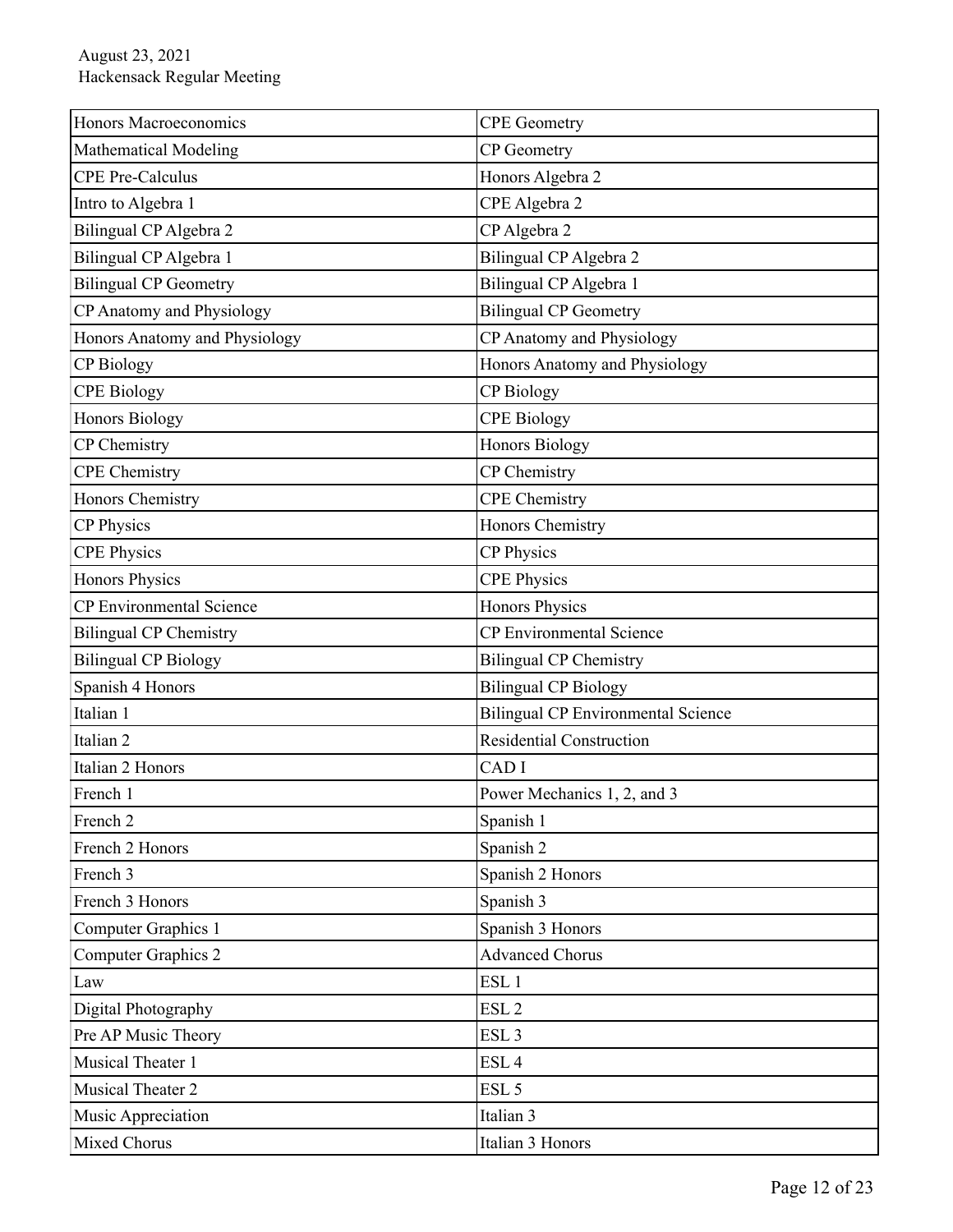| Honors Macroeconomics | CPE Geometry |
|---|---|
| Mathematical Modeling | CP Geometry |
| CPE Pre-Calculus | Honors Algebra 2 |
| Intro to Algebra 1 | CPE Algebra 2 |
| Bilingual CP Algebra 2 | CP Algebra 2 |
| Bilingual CP Algebra 1 | Bilingual CP Algebra 2 |
| Bilingual CP Geometry | Bilingual CP Algebra 1 |
| CP Anatomy and Physiology | Bilingual CP Geometry |
| Honors Anatomy and Physiology | CP Anatomy and Physiology |
| CP Biology | Honors Anatomy and Physiology |
| CPE Biology | CP Biology |
| Honors Biology | CPE Biology |
| CP Chemistry | Honors Biology |
| CPE Chemistry | CP Chemistry |
| Honors Chemistry | CPE Chemistry |
| CP Physics | Honors Chemistry |
| CPE Physics | CP Physics |
| Honors Physics | CPE Physics |
| CP Environmental Science | Honors Physics |
| Bilingual CP Chemistry | CP Environmental Science |
| Bilingual CP Biology | Bilingual CP Chemistry |
| Spanish 4 Honors | Bilingual CP Biology |
| Italian 1 | Bilingual CP Environmental Science |
| Italian 2 | Residential Construction |
| Italian 2 Honors | CAD I |
| French 1 | Power Mechanics 1, 2, and 3 |
| French 2 | Spanish 1 |
| French 2 Honors | Spanish 2 |
| French 3 | Spanish 2 Honors |
| French 3 Honors | Spanish 3 |
| Computer Graphics 1 | Spanish 3 Honors |
| Computer Graphics 2 | Advanced Chorus |
| Law | ESL 1 |
| Digital Photography | ESL 2 |
| Pre AP Music Theory | ESL 3 |
| Musical Theater 1 | ESL 4 |
| Musical Theater 2 | ESL 5 |
| Music Appreciation | Italian 3 |
| Mixed Chorus | Italian 3 Honors |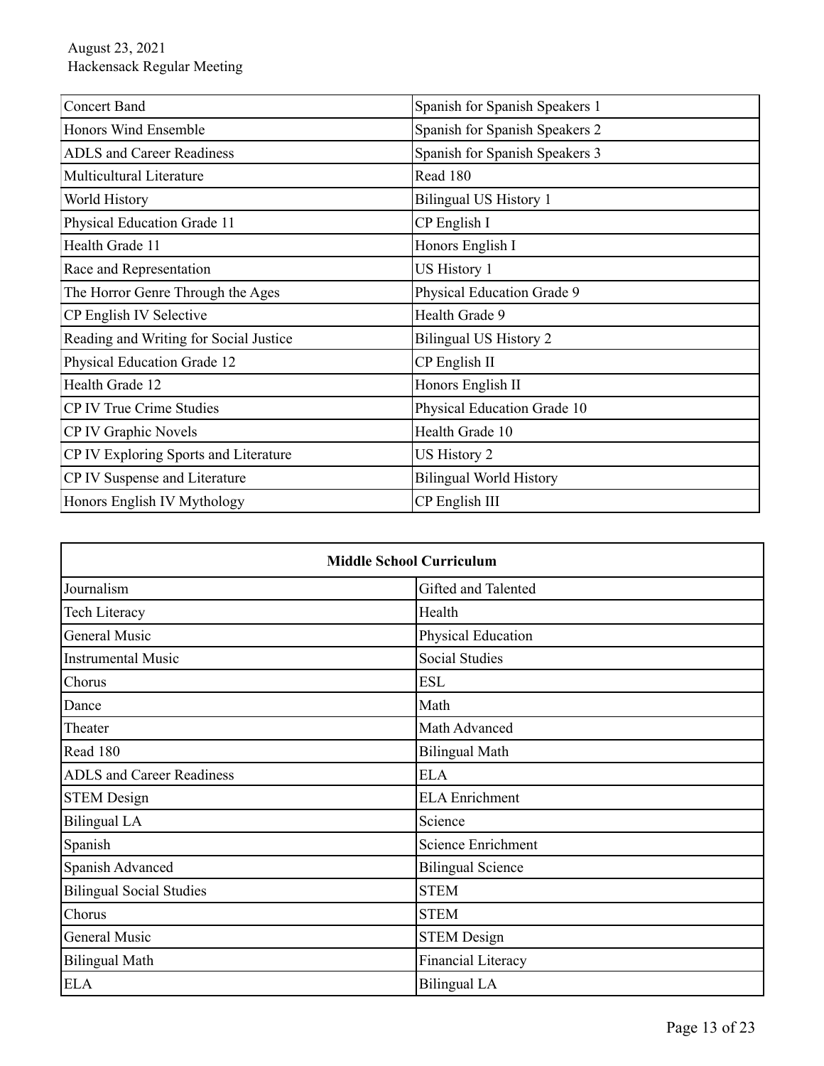| Concert Band | Spanish for Spanish Speakers 1 |
| --- | --- |
| Honors Wind Ensemble | Spanish for Spanish Speakers 2 |
| ADLS and Career Readiness | Spanish for Spanish Speakers 3 |
| Multicultural Literature | Read 180 |
| World History | Bilingual US History 1 |
| Physical Education Grade 11 | CP English I |
| Health Grade 11 | Honors English I |
| Race and Representation | US History 1 |
| The Horror Genre Through the Ages | Physical Education Grade 9 |
| CP English IV Selective | Health Grade 9 |
| Reading and Writing for Social Justice | Bilingual US History 2 |
| Physical Education Grade 12 | CP English II |
| Health Grade 12 | Honors English II |
| CP IV True Crime Studies | Physical Education Grade 10 |
| CP IV Graphic Novels | Health Grade 10 |
| CP IV Exploring Sports and Literature | US History 2 |
| CP IV Suspense and Literature | Bilingual World History |
| Honors English IV Mythology | CP English III |

| **Middle School Curriculum** | |
| --- | --- |
| Journalism | Gifted and Talented |
| Tech Literacy | Health |
| General Music | Physical Education |
| Instrumental Music | Social Studies |
| Chorus | ESL |
| Dance | Math |
| Theater | Math Advanced |
| Read 180 | Bilingual Math |
| ADLS and Career Readiness | ELA |
| STEM Design | ELA Enrichment |
| Bilingual LA | Science |
| Spanish | Science Enrichment |
| Spanish Advanced | Bilingual Science |
| Bilingual Social Studies | STEM |
| Chorus | STEM |
| General Music | STEM Design |
| Bilingual Math | Financial Literacy |
| ELA | Bilingual LA |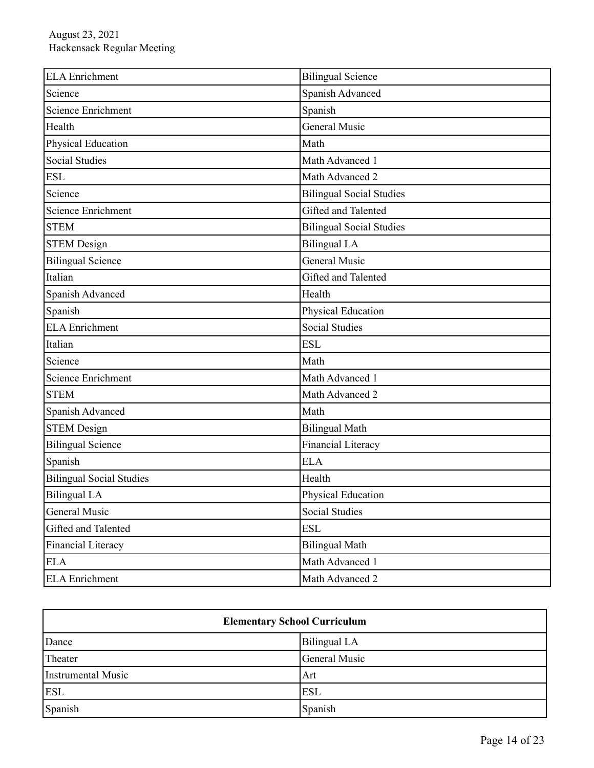| | |
|---|---|
| ELA Enrichment | Bilingual Science |
| Science | Spanish Advanced |
| Science Enrichment | Spanish |
| Health | General Music |
| Physical Education | Math |
| Social Studies | Math Advanced 1 |
| ESL | Math Advanced 2 |
| Science | Bilingual Social Studies |
| Science Enrichment | Gifted and Talented |
| STEM | Bilingual Social Studies |
| STEM Design | Bilingual LA |
| Bilingual Science | General Music |
| Italian | Gifted and Talented |
| Spanish Advanced | Health |
| Spanish | Physical Education |
| ELA Enrichment | Social Studies |
| Italian | ESL |
| Science | Math |
| Science Enrichment | Math Advanced 1 |
| STEM | Math Advanced 2 |
| Spanish Advanced | Math |
| STEM Design | Bilingual Math |
| Bilingual Science | Financial Literacy |
| Spanish | ELA |
| Bilingual Social Studies | Health |
| Bilingual LA | Physical Education |
| General Music | Social Studies |
| Gifted and Talented | ESL |
| Financial Literacy | Bilingual Math |
| ELA | Math Advanced 1 |
| ELA Enrichment | Math Advanced 2 |

| **Elementary School Curriculum** | |
|---|---|
| Dance | Bilingual LA |
| Theater | General Music |
| Instrumental Music | Art |
| ESL | ESL |
| Spanish | Spanish |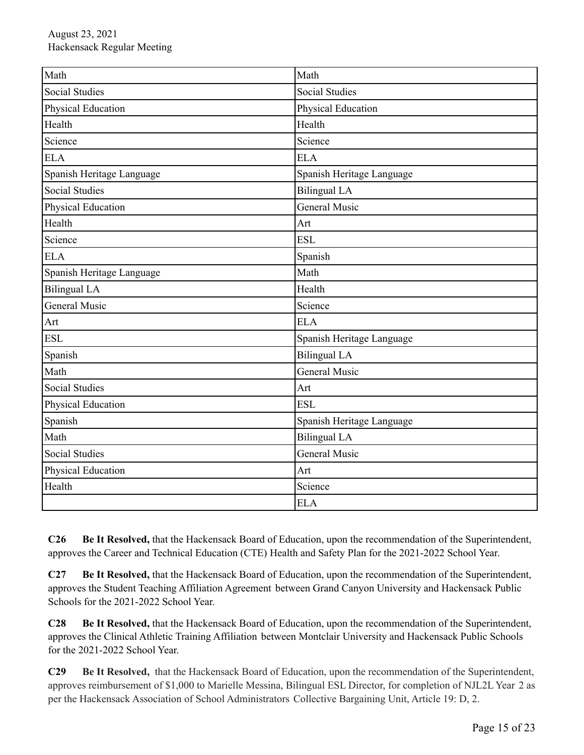| Math | Math |
|---|---|
| Social Studies | Social Studies |
| Physical Education | Physical Education |
| Health | Health |
| Science | Science |
| ELA | ELA |
| Spanish Heritage Language | Spanish Heritage Language |
| Social Studies | Bilingual LA |
| Physical Education | General Music |
| Health | Art |
| Science | ESL |
| ELA | Spanish |
| Spanish Heritage Language | Math |
| Bilingual LA | Health |
| General Music | Science |
| Art | ELA |
| ESL | Spanish Heritage Language |
| Spanish | Bilingual LA |
| Math | General Music |
| Social Studies | Art |
| Physical Education | ESL |
| Spanish | Spanish Heritage Language |
| Math | Bilingual LA |
| Social Studies | General Music |
| Physical Education | Art |
| Health | Science |
| | ELA |

**C26 Be It Resolved,** that the Hackensack Board of Education, upon the recommendation of the Superintendent, approves the Career and Technical Education (CTE) Health and Safety Plan for the 2021-2022 School Year.

**C27 Be It Resolved,** that the Hackensack Board of Education, upon the recommendation of the Superintendent, approves the Student Teaching Affiliation Agreement between Grand Canyon University and Hackensack Public Schools for the 2021-2022 School Year.

**C28 Be It Resolved,** that the Hackensack Board of Education, upon the recommendation of the Superintendent, approves the Clinical Athletic Training Affiliation between Montclair University and Hackensack Public Schools for the 2021-2022 School Year.

**C29 Be It Resolved,** that the Hackensack Board of Education, upon the recommendation of the Superintendent, approves reimbursement of $1,000 to Marielle Messina, Bilingual ESL Director, for completion of NJL2L Year 2 as per the Hackensack Association of School Administrators Collective Bargaining Unit, Article 19: D, 2.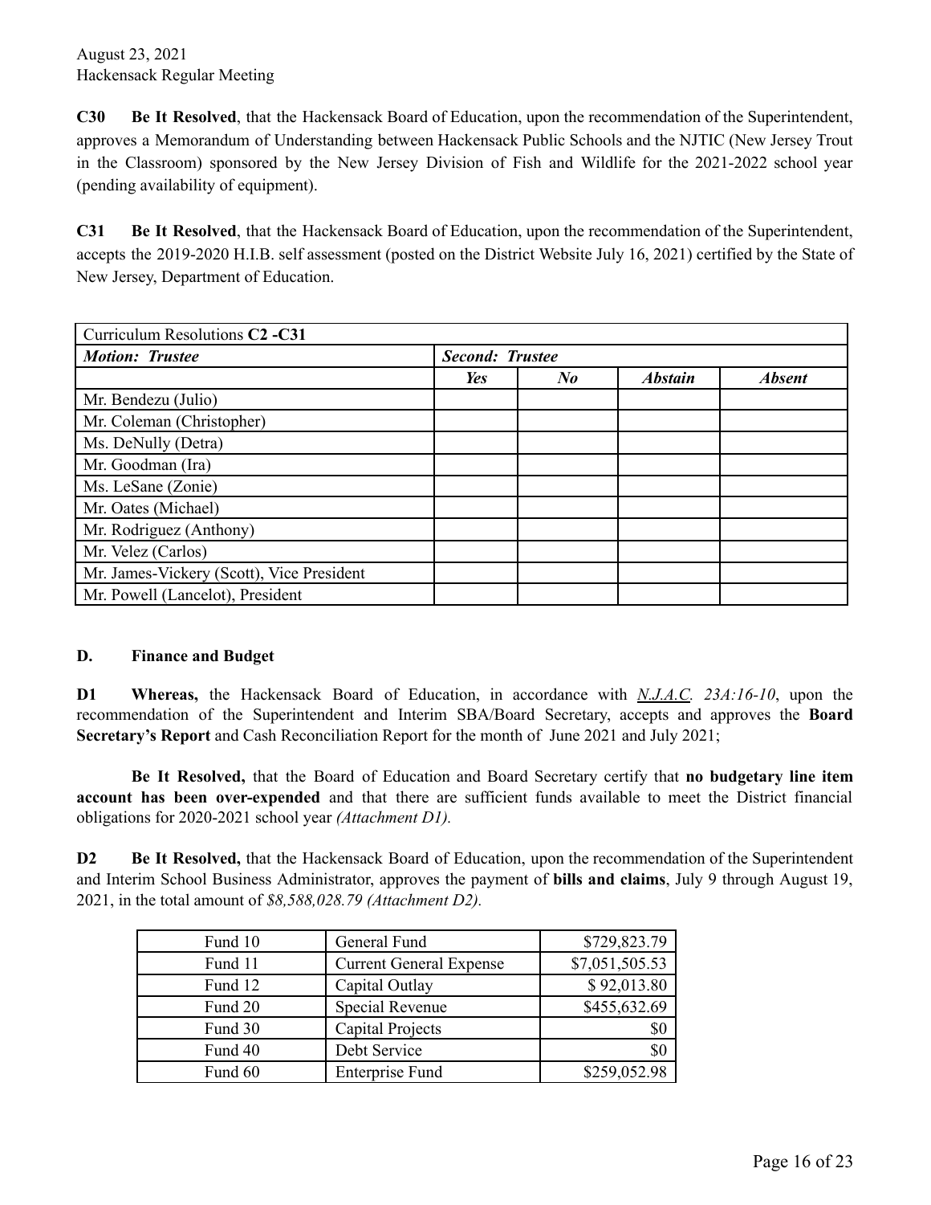**C30 Be It Resolved**, that the Hackensack Board of Education, upon the recommendation of the Superintendent, approves a Memorandum of Understanding between Hackensack Public Schools and the NJTIC (New Jersey Trout in the Classroom) sponsored by the New Jersey Division of Fish and Wildlife for the 2021-2022 school year (pending availability of equipment).

**C31 Be It Resolved**, that the Hackensack Board of Education, upon the recommendation of the Superintendent, accepts the 2019-2020 H.I.B. self assessment (posted on the District Website July 16, 2021) certified by the State of New Jersey, Department of Education.

| Curriculum Resolutions **C2 -C31** | | | | |
|---|---|---|---|---|
| ***Motion: Trustee*** | ***Second: Trustee*** | | | |
| | ***Yes*** | ***No*** | ***Abstain*** | ***Absent*** |
| Mr. Bendezu (Julio) | | | | |
| Mr. Coleman (Christopher) | | | | |
| Ms. DeNully (Detra) | | | | |
| Mr. Goodman (Ira) | | | | |
| Ms. LeSane (Zonie) | | | | |
| Mr. Oates (Michael) | | | | |
| Mr. Rodriguez (Anthony) | | | | |
| Mr. Velez (Carlos) | | | | |
| Mr. James-Vickery (Scott), Vice President | | | | |
| Mr. Powell (Lancelot), President | | | | |

## D. Finance and Budget

**D1 Whereas,** the Hackensack Board of Education, in accordance with *N.J.A.C. 23A:16-10*, upon the recommendation of the Superintendent and Interim SBA/Board Secretary, accepts and approves the **Board Secretary's Report** and Cash Reconciliation Report for the month of June 2021 and July 2021;

**Be It Resolved,** that the Board of Education and Board Secretary certify that **no budgetary line item account has been over-expended** and that there are sufficient funds available to meet the District financial obligations for 2020-2021 school year *(Attachment D1).*

**D2 Be It Resolved,** that the Hackensack Board of Education, upon the recommendation of the Superintendent and Interim School Business Administrator, approves the payment of **bills and claims**, July 9 through August 19, 2021, in the total amount of *$8,588,028.79 (Attachment D2).*

| Fund 10 | General Fund | $729,823.79 |
|---|---|---|
| Fund 11 | Current General Expense | $7,051,505.53 |
| Fund 12 | Capital Outlay | $ 92,013.80 |
| Fund 20 | Special Revenue | $455,632.69 |
| Fund 30 | Capital Projects | $0 |
| Fund 40 | Debt Service | $0 |
| Fund 60 | Enterprise Fund | $259,052.98 |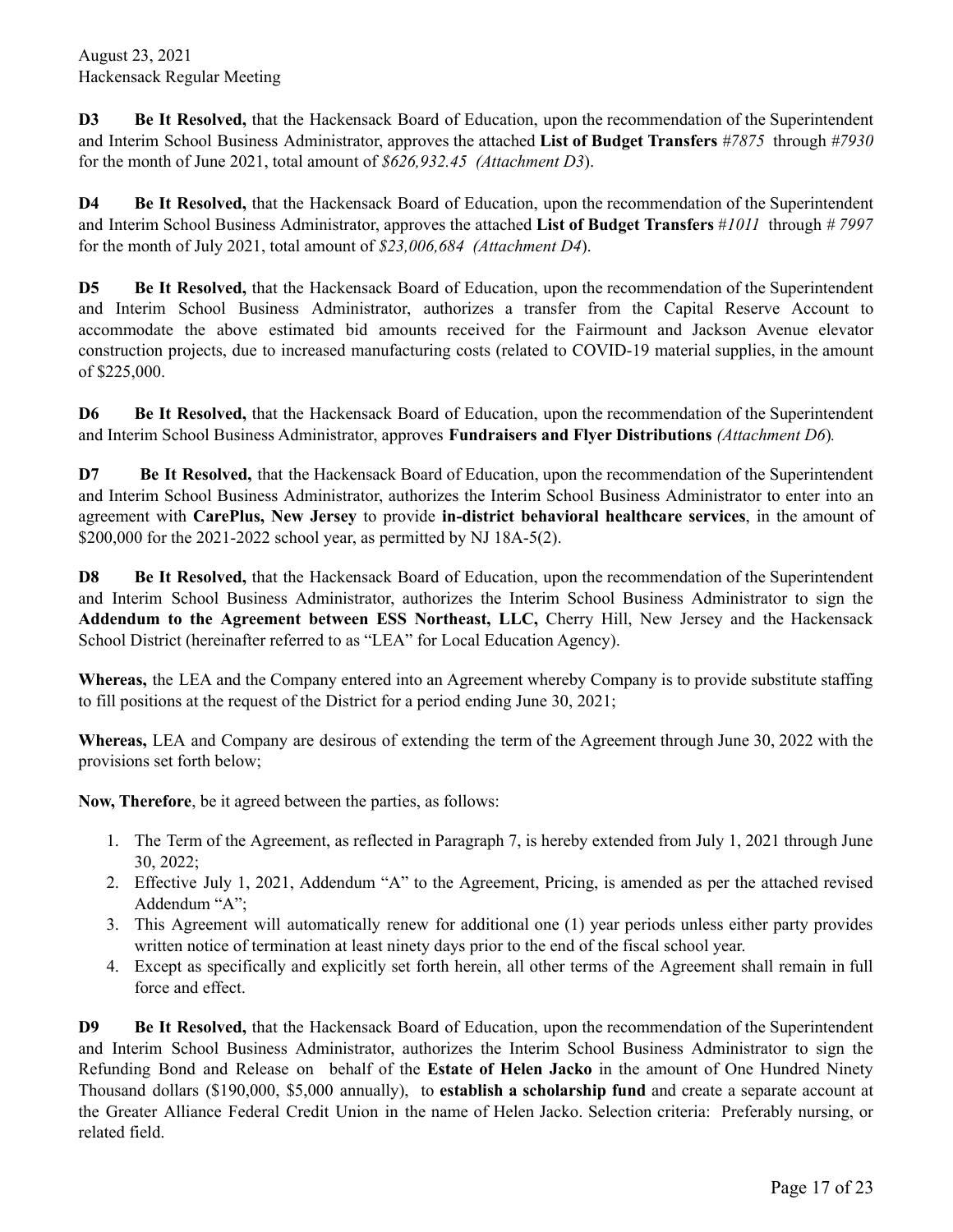**D3** **Be It Resolved,** that the Hackensack Board of Education, upon the recommendation of the Superintendent and Interim School Business Administrator, approves the attached **List of Budget Transfers** *#7875* through *#7930* for the month of June 2021, total amount of *$626,932.45 (Attachment D3*).

**D4** **Be It Resolved,** that the Hackensack Board of Education, upon the recommendation of the Superintendent and Interim School Business Administrator, approves the attached **List of Budget Transfers** *#1011* through *# 7997* for the month of July 2021, total amount of *$23,006,684 (Attachment D4*).

**D5** **Be It Resolved,** that the Hackensack Board of Education, upon the recommendation of the Superintendent and Interim School Business Administrator, authorizes a transfer from the Capital Reserve Account to accommodate the above estimated bid amounts received for the Fairmount and Jackson Avenue elevator construction projects, due to increased manufacturing costs (related to COVID-19 material supplies, in the amount of $225,000.

**D6** **Be It Resolved,** that the Hackensack Board of Education, upon the recommendation of the Superintendent and Interim School Business Administrator, approves **Fundraisers and Flyer Distributions** *(Attachment D6*).

**D7** **Be It Resolved,** that the Hackensack Board of Education, upon the recommendation of the Superintendent and Interim School Business Administrator, authorizes the Interim School Business Administrator to enter into an agreement with **CarePlus, New Jersey** to provide **in-district behavioral healthcare services**, in the amount of $200,000 for the 2021-2022 school year, as permitted by NJ 18A-5(2).

**D8** **Be It Resolved,** that the Hackensack Board of Education, upon the recommendation of the Superintendent and Interim School Business Administrator, authorizes the Interim School Business Administrator to sign the **Addendum to the Agreement between ESS Northeast, LLC,** Cherry Hill, New Jersey and the Hackensack School District (hereinafter referred to as "LEA" for Local Education Agency).

**Whereas,** the LEA and the Company entered into an Agreement whereby Company is to provide substitute staffing to fill positions at the request of the District for a period ending June 30, 2021;

**Whereas,** LEA and Company are desirous of extending the term of the Agreement through June 30, 2022 with the provisions set forth below;

**Now, Therefore**, be it agreed between the parties, as follows:

1. The Term of the Agreement, as reflected in Paragraph 7, is hereby extended from July 1, 2021 through June 30, 2022;
2. Effective July 1, 2021, Addendum "A" to the Agreement, Pricing, is amended as per the attached revised Addendum "A";
3. This Agreement will automatically renew for additional one (1) year periods unless either party provides written notice of termination at least ninety days prior to the end of the fiscal school year.
4. Except as specifically and explicitly set forth herein, all other terms of the Agreement shall remain in full force and effect.

**D9** **Be It Resolved,** that the Hackensack Board of Education, upon the recommendation of the Superintendent and Interim School Business Administrator, authorizes the Interim School Business Administrator to sign the Refunding Bond and Release on behalf of the **Estate of Helen Jacko** in the amount of One Hundred Ninety Thousand dollars ($190,000, $5,000 annually), to **establish a scholarship fund** and create a separate account at the Greater Alliance Federal Credit Union in the name of Helen Jacko. Selection criteria: Preferably nursing, or related field.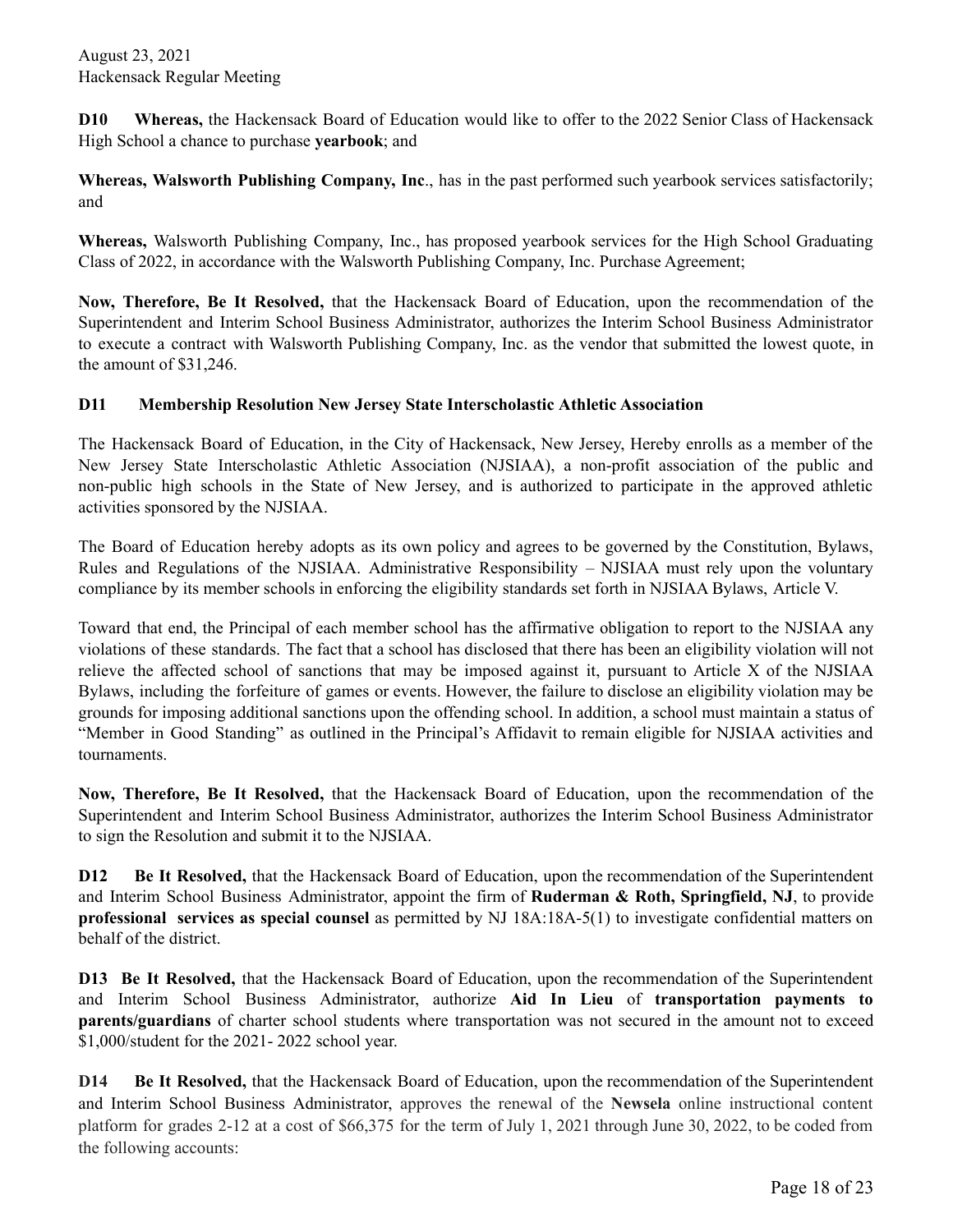**D10 Whereas,** the Hackensack Board of Education would like to offer to the 2022 Senior Class of Hackensack High School a chance to purchase **yearbook**; and

**Whereas, Walsworth Publishing Company, Inc**., has in the past performed such yearbook services satisfactorily; and

**Whereas,** Walsworth Publishing Company, Inc., has proposed yearbook services for the High School Graduating Class of 2022, in accordance with the Walsworth Publishing Company, Inc. Purchase Agreement;

**Now, Therefore, Be It Resolved,** that the Hackensack Board of Education, upon the recommendation of the Superintendent and Interim School Business Administrator, authorizes the Interim School Business Administrator to execute a contract with Walsworth Publishing Company, Inc. as the vendor that submitted the lowest quote, in the amount of $31,246.

**D11 Membership Resolution New Jersey State Interscholastic Athletic Association**

The Hackensack Board of Education, in the City of Hackensack, New Jersey, Hereby enrolls as a member of the New Jersey State Interscholastic Athletic Association (NJSIAA), a non-profit association of the public and non-public high schools in the State of New Jersey, and is authorized to participate in the approved athletic activities sponsored by the NJSIAA.

The Board of Education hereby adopts as its own policy and agrees to be governed by the Constitution, Bylaws, Rules and Regulations of the NJSIAA. Administrative Responsibility – NJSIAA must rely upon the voluntary compliance by its member schools in enforcing the eligibility standards set forth in NJSIAA Bylaws, Article V.

Toward that end, the Principal of each member school has the affirmative obligation to report to the NJSIAA any violations of these standards. The fact that a school has disclosed that there has been an eligibility violation will not relieve the affected school of sanctions that may be imposed against it, pursuant to Article X of the NJSIAA Bylaws, including the forfeiture of games or events. However, the failure to disclose an eligibility violation may be grounds for imposing additional sanctions upon the offending school. In addition, a school must maintain a status of "Member in Good Standing" as outlined in the Principal's Affidavit to remain eligible for NJSIAA activities and tournaments.

**Now, Therefore, Be It Resolved,** that the Hackensack Board of Education, upon the recommendation of the Superintendent and Interim School Business Administrator, authorizes the Interim School Business Administrator to sign the Resolution and submit it to the NJSIAA.

**D12 Be It Resolved,** that the Hackensack Board of Education, upon the recommendation of the Superintendent and Interim School Business Administrator, appoint the firm of **Ruderman & Roth, Springfield, NJ**, to provide **professional services as special counsel** as permitted by NJ 18A:18A-5(1) to investigate confidential matters on behalf of the district.

**D13 Be It Resolved,** that the Hackensack Board of Education, upon the recommendation of the Superintendent and Interim School Business Administrator, authorize **Aid In Lieu** of **transportation payments to parents/guardians** of charter school students where transportation was not secured in the amount not to exceed $1,000/student for the 2021- 2022 school year.

**D14 Be It Resolved,** that the Hackensack Board of Education, upon the recommendation of the Superintendent and Interim School Business Administrator, approves the renewal of the **Newsela** online instructional content platform for grades 2-12 at a cost of $66,375 for the term of July 1, 2021 through June 30, 2022, to be coded from the following accounts: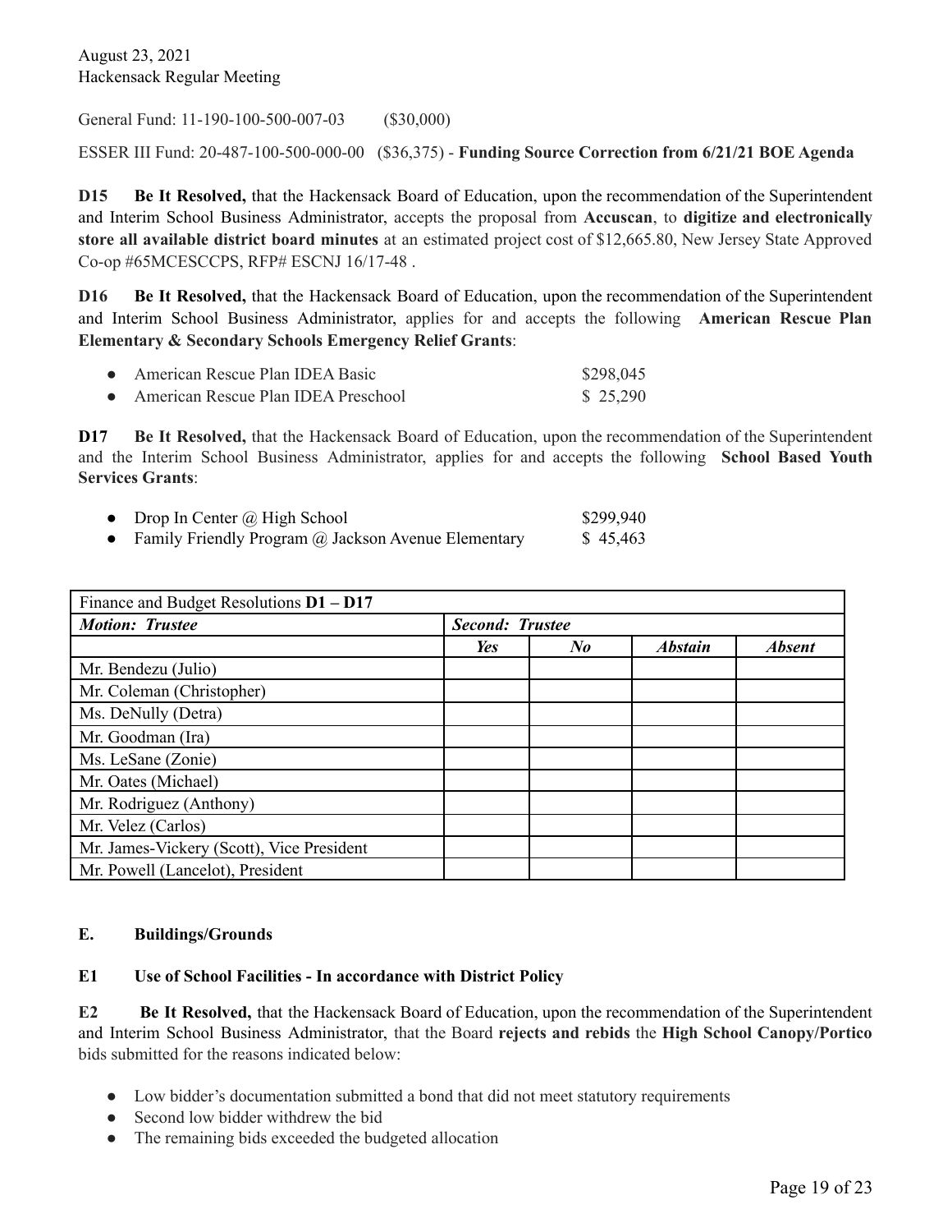General Fund: 11-190-100-500-007-03 ($30,000)

ESSER III Fund: 20-487-100-500-000-00 ($36,375) - **Funding Source Correction from 6/21/21 BOE Agenda**

**D15** **Be It Resolved,** that the Hackensack Board of Education, upon the recommendation of the Superintendent and Interim School Business Administrator, accepts the proposal from **Accuscan**, to **digitize and electronically store all available district board minutes** at an estimated project cost of $12,665.80, New Jersey State Approved Co-op #65MCESCCPS, RFP# ESCNJ 16/17-48 .

**D16** **Be It Resolved,** that the Hackensack Board of Education, upon the recommendation of the Superintendent and Interim School Business Administrator, applies for and accepts the following **American Rescue Plan Elementary & Secondary Schools Emergency Relief Grants**:

- American Rescue Plan IDEA Basic $298,045
- American Rescue Plan IDEA Preschool $ 25,290

**D17** **Be It Resolved,** that the Hackensack Board of Education, upon the recommendation of the Superintendent and the Interim School Business Administrator, applies for and accepts the following **School Based Youth Services Grants**:

- Drop In Center @ High School $299,940
- Family Friendly Program @ Jackson Avenue Elementary $ 45,463

| Finance and Budget Resolutions **D1 – D17** | | | | |
|---|---|---|---|---|
| ***Motion: Trustee*** | ***Second: Trustee*** | | | |
| | ***Yes*** | ***No*** | ***Abstain*** | ***Absent*** |
| Mr. Bendezu (Julio) | | | | |
| Mr. Coleman (Christopher) | | | | |
| Ms. DeNully (Detra) | | | | |
| Mr. Goodman (Ira) | | | | |
| Ms. LeSane (Zonie) | | | | |
| Mr. Oates (Michael) | | | | |
| Mr. Rodriguez (Anthony) | | | | |
| Mr. Velez (Carlos) | | | | |
| Mr. James-Vickery (Scott), Vice President | | | | |
| Mr. Powell (Lancelot), President | | | | |

### E. Buildings/Grounds

**E1 Use of School Facilities - In accordance with District Policy**

**E2** **Be It Resolved,** that the Hackensack Board of Education, upon the recommendation of the Superintendent and Interim School Business Administrator, that the Board **rejects and rebids** the **High School Canopy/Portico** bids submitted for the reasons indicated below:

- Low bidder's documentation submitted a bond that did not meet statutory requirements
- Second low bidder withdrew the bid
- The remaining bids exceeded the budgeted allocation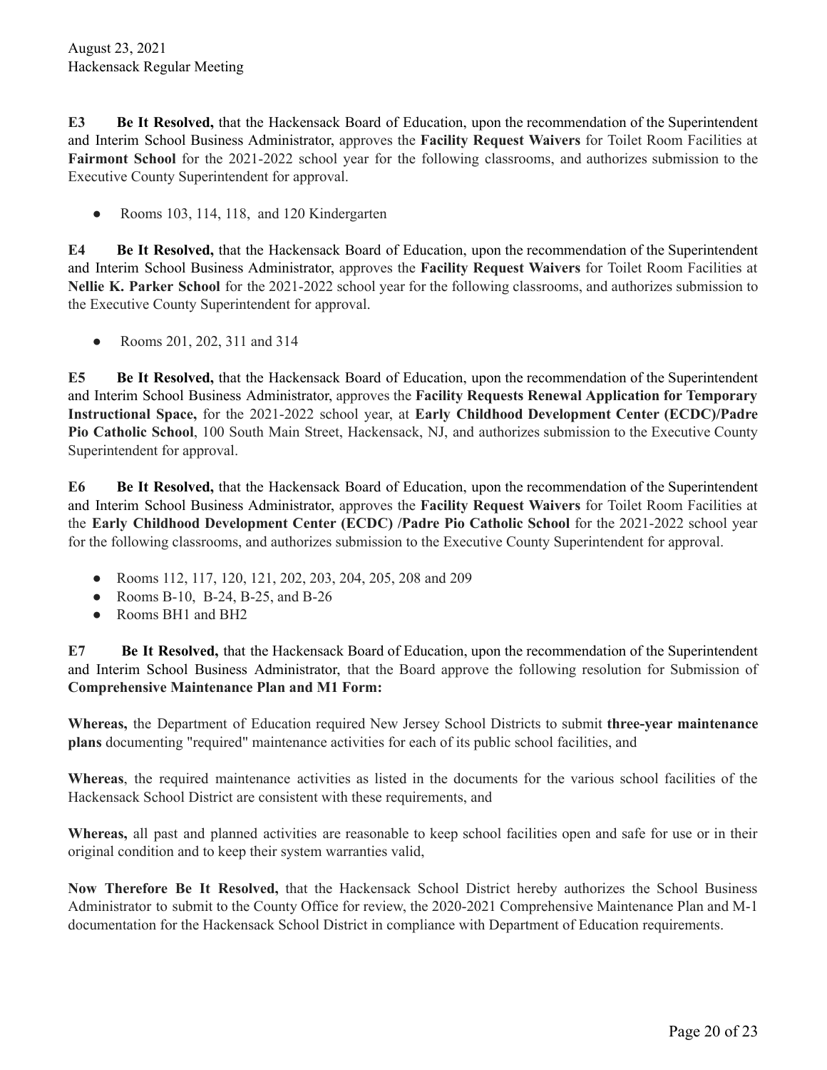**E3** **Be It Resolved,** that the Hackensack Board of Education, upon the recommendation of the Superintendent and Interim School Business Administrator, approves the **Facility Request Waivers** for Toilet Room Facilities at **Fairmont School** for the 2021-2022 school year for the following classrooms, and authorizes submission to the Executive County Superintendent for approval.

- Rooms 103, 114, 118, and 120 Kindergarten

**E4** **Be It Resolved,** that the Hackensack Board of Education, upon the recommendation of the Superintendent and Interim School Business Administrator, approves the **Facility Request Waivers** for Toilet Room Facilities at **Nellie K. Parker School** for the 2021-2022 school year for the following classrooms, and authorizes submission to the Executive County Superintendent for approval.

- Rooms 201, 202, 311 and 314

**E5** **Be It Resolved,** that the Hackensack Board of Education, upon the recommendation of the Superintendent and Interim School Business Administrator, approves the **Facility Requests Renewal Application for Temporary Instructional Space,** for the 2021-2022 school year, at **Early Childhood Development Center (ECDC)/Padre Pio Catholic School**, 100 South Main Street, Hackensack, NJ, and authorizes submission to the Executive County Superintendent for approval.

**E6** **Be It Resolved,** that the Hackensack Board of Education, upon the recommendation of the Superintendent and Interim School Business Administrator, approves the **Facility Request Waivers** for Toilet Room Facilities at the **Early Childhood Development Center (ECDC) /Padre Pio Catholic School** for the 2021-2022 school year for the following classrooms, and authorizes submission to the Executive County Superintendent for approval.

- Rooms 112, 117, 120, 121, 202, 203, 204, 205, 208 and 209
- Rooms B-10, B-24, B-25, and B-26
- Rooms BH1 and BH2

**E7** **Be It Resolved,** that the Hackensack Board of Education, upon the recommendation of the Superintendent and Interim School Business Administrator, that the Board approve the following resolution for Submission of **Comprehensive Maintenance Plan and M1 Form:**

**Whereas,** the Department of Education required New Jersey School Districts to submit **three-year maintenance plans** documenting "required" maintenance activities for each of its public school facilities, and

**Whereas**, the required maintenance activities as listed in the documents for the various school facilities of the Hackensack School District are consistent with these requirements, and

**Whereas,** all past and planned activities are reasonable to keep school facilities open and safe for use or in their original condition and to keep their system warranties valid,

**Now Therefore Be It Resolved,** that the Hackensack School District hereby authorizes the School Business Administrator to submit to the County Office for review, the 2020-2021 Comprehensive Maintenance Plan and M-1 documentation for the Hackensack School District in compliance with Department of Education requirements.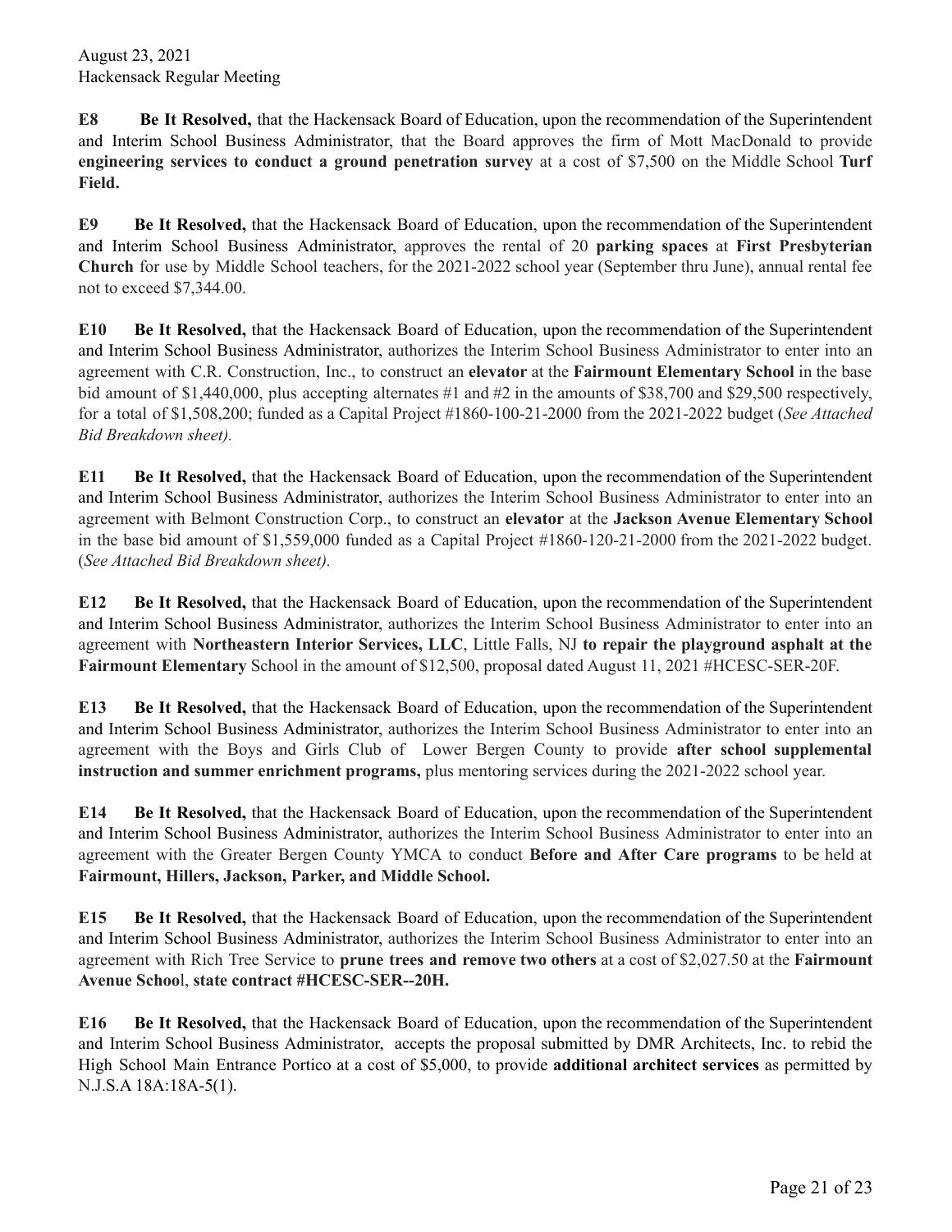**E8** **Be It Resolved,** that the Hackensack Board of Education, upon the recommendation of the Superintendent and Interim School Business Administrator, that the Board approves the firm of Mott MacDonald to provide **engineering services to conduct a ground penetration survey** at a cost of $7,500 on the Middle School **Turf Field.**

**E9** **Be It Resolved,** that the Hackensack Board of Education, upon the recommendation of the Superintendent and Interim School Business Administrator, approves the rental of 20 **parking spaces** at **First Presbyterian Church** for use by Middle School teachers, for the 2021-2022 school year (September thru June), annual rental fee not to exceed $7,344.00.

**E10** **Be It Resolved,** that the Hackensack Board of Education, upon the recommendation of the Superintendent and Interim School Business Administrator, authorizes the Interim School Business Administrator to enter into an agreement with C.R. Construction, Inc., to construct an **elevator** at the **Fairmount Elementary School** in the base bid amount of $1,440,000, plus accepting alternates #1 and #2 in the amounts of $38,700 and $29,500 respectively, for a total of $1,508,200; funded as a Capital Project #1860-100-21-2000 from the 2021-2022 budget (*See Attached Bid Breakdown sheet).*

**E11** **Be It Resolved,** that the Hackensack Board of Education, upon the recommendation of the Superintendent and Interim School Business Administrator, authorizes the Interim School Business Administrator to enter into an agreement with Belmont Construction Corp., to construct an **elevator** at the **Jackson Avenue Elementary School** in the base bid amount of $1,559,000 funded as a Capital Project #1860-120-21-2000 from the 2021-2022 budget. (*See Attached Bid Breakdown sheet).*

**E12** **Be It Resolved,** that the Hackensack Board of Education, upon the recommendation of the Superintendent and Interim School Business Administrator, authorizes the Interim School Business Administrator to enter into an agreement with **Northeastern Interior Services, LLC**, Little Falls, NJ **to repair the playground asphalt at the Fairmount Elementary** School in the amount of $12,500, proposal dated August 11, 2021 #HCESC-SER-20F.

**E13** **Be It Resolved,** that the Hackensack Board of Education, upon the recommendation of the Superintendent and Interim School Business Administrator, authorizes the Interim School Business Administrator to enter into an agreement with the Boys and Girls Club of Lower Bergen County to provide **after school supplemental instruction and summer enrichment programs,** plus mentoring services during the 2021-2022 school year.

**E14** **Be It Resolved,** that the Hackensack Board of Education, upon the recommendation of the Superintendent and Interim School Business Administrator, authorizes the Interim School Business Administrator to enter into an agreement with the Greater Bergen County YMCA to conduct **Before and After Care programs** to be held at **Fairmount, Hillers, Jackson, Parker, and Middle School.**

**E15** **Be It Resolved,** that the Hackensack Board of Education, upon the recommendation of the Superintendent and Interim School Business Administrator, authorizes the Interim School Business Administrator to enter into an agreement with Rich Tree Service to **prune trees and remove two others** at a cost of $2,027.50 at the **Fairmount Avenue Schoo**l, **state contract #HCESC-SER--20H.**

**E16** **Be It Resolved,** that the Hackensack Board of Education, upon the recommendation of the Superintendent and Interim School Business Administrator, accepts the proposal submitted by DMR Architects, Inc. to rebid the High School Main Entrance Portico at a cost of $5,000, to provide **additional architect services** as permitted by N.J.S.A 18A:18A-5(1).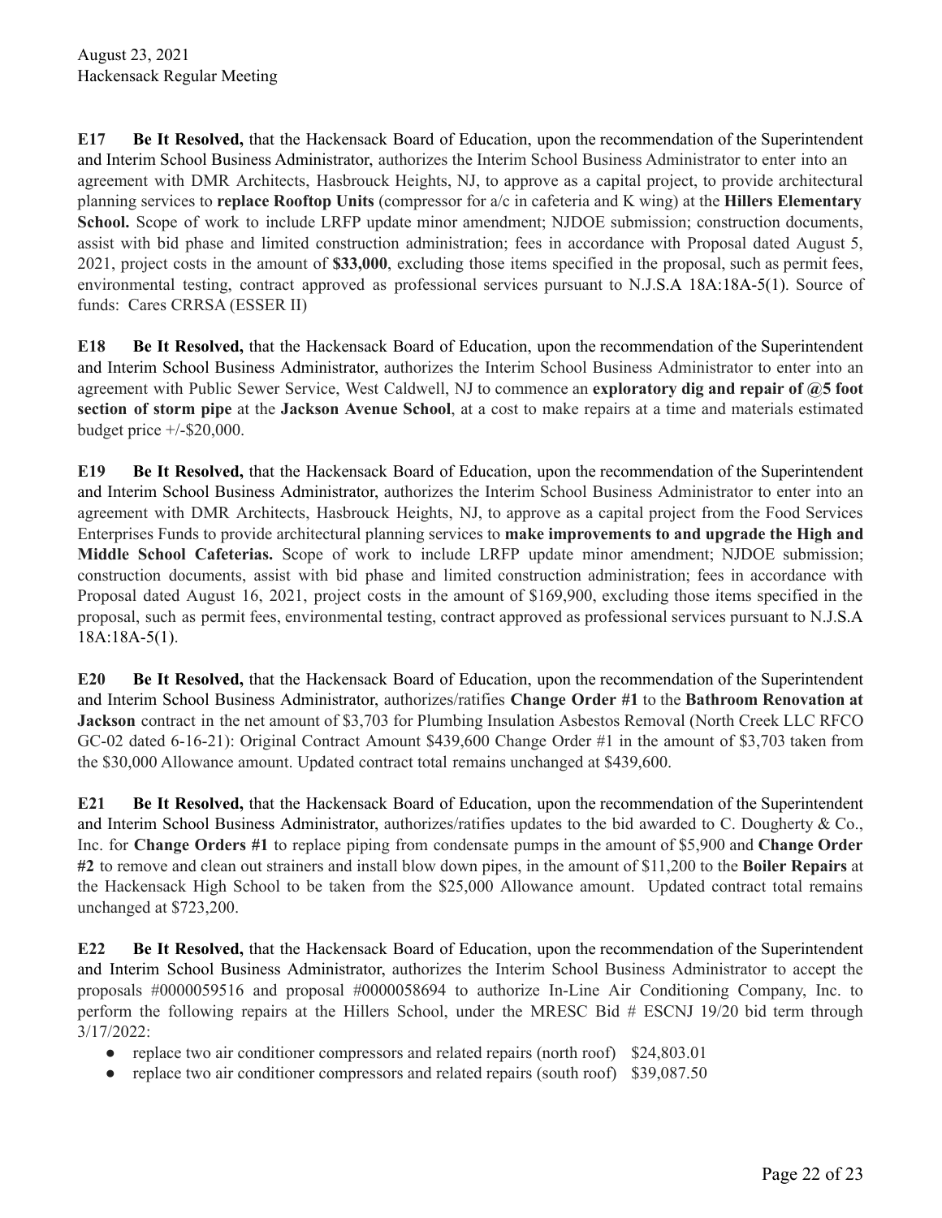**E17 Be It Resolved,** that the Hackensack Board of Education, upon the recommendation of the Superintendent and Interim School Business Administrator, authorizes the Interim School Business Administrator to enter into an agreement with DMR Architects, Hasbrouck Heights, NJ, to approve as a capital project, to provide architectural planning services to **replace Rooftop Units** (compressor for a/c in cafeteria and K wing) at the **Hillers Elementary School.** Scope of work to include LRFP update minor amendment; NJDOE submission; construction documents, assist with bid phase and limited construction administration; fees in accordance with Proposal dated August 5, 2021, project costs in the amount of **$33,000**, excluding those items specified in the proposal, such as permit fees, environmental testing, contract approved as professional services pursuant to N.J.S.A 18A:18A-5(1). Source of funds: Cares CRRSA (ESSER II)

**E18 Be It Resolved,** that the Hackensack Board of Education, upon the recommendation of the Superintendent and Interim School Business Administrator, authorizes the Interim School Business Administrator to enter into an agreement with Public Sewer Service, West Caldwell, NJ to commence an **exploratory dig and repair of @5 foot section of storm pipe** at the **Jackson Avenue School**, at a cost to make repairs at a time and materials estimated budget price +/-$20,000.

**E19 Be It Resolved,** that the Hackensack Board of Education, upon the recommendation of the Superintendent and Interim School Business Administrator, authorizes the Interim School Business Administrator to enter into an agreement with DMR Architects, Hasbrouck Heights, NJ, to approve as a capital project from the Food Services Enterprises Funds to provide architectural planning services to **make improvements to and upgrade the High and Middle School Cafeterias.** Scope of work to include LRFP update minor amendment; NJDOE submission; construction documents, assist with bid phase and limited construction administration; fees in accordance with Proposal dated August 16, 2021, project costs in the amount of $169,900, excluding those items specified in the proposal, such as permit fees, environmental testing, contract approved as professional services pursuant to N.J.S.A 18A:18A-5(1).

**E20 Be It Resolved,** that the Hackensack Board of Education, upon the recommendation of the Superintendent and Interim School Business Administrator, authorizes/ratifies **Change Order #1** to the **Bathroom Renovation at Jackson** contract in the net amount of $3,703 for Plumbing Insulation Asbestos Removal (North Creek LLC RFCO GC-02 dated 6-16-21): Original Contract Amount $439,600 Change Order #1 in the amount of $3,703 taken from the $30,000 Allowance amount. Updated contract total remains unchanged at $439,600.

**E21 Be It Resolved,** that the Hackensack Board of Education, upon the recommendation of the Superintendent and Interim School Business Administrator, authorizes/ratifies updates to the bid awarded to C. Dougherty & Co., Inc. for **Change Orders #1** to replace piping from condensate pumps in the amount of $5,900 and **Change Order #2** to remove and clean out strainers and install blow down pipes, in the amount of $11,200 to the **Boiler Repairs** at the Hackensack High School to be taken from the $25,000 Allowance amount. Updated contract total remains unchanged at $723,200.

**E22 Be It Resolved,** that the Hackensack Board of Education, upon the recommendation of the Superintendent and Interim School Business Administrator, authorizes the Interim School Business Administrator to accept the proposals #0000059516 and proposal #0000058694 to authorize In-Line Air Conditioning Company, Inc. to perform the following repairs at the Hillers School, under the MRESC Bid # ESCNJ 19/20 bid term through 3/17/2022:

- replace two air conditioner compressors and related repairs (north roof) $24,803.01
- replace two air conditioner compressors and related repairs (south roof) $39,087.50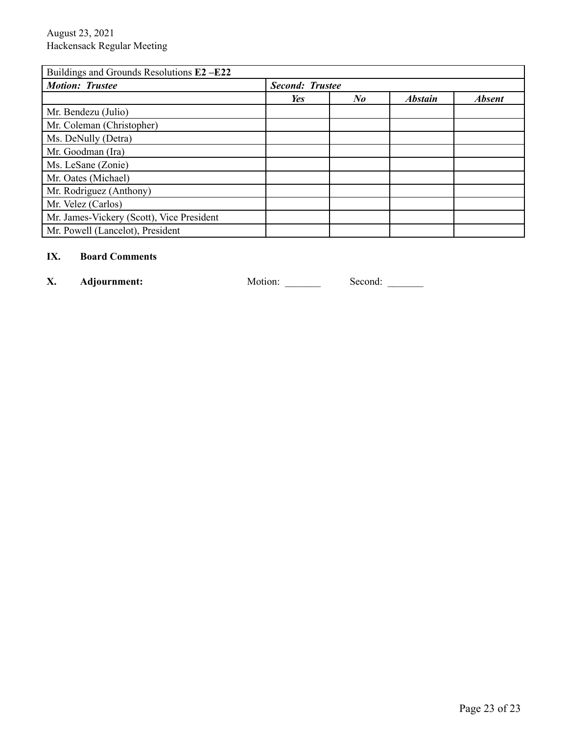| Buildings and Grounds Resolutions **E2 –E22** | | | | |
|---|---|---|---|---|
| ***Motion: Trustee*** | ***Second: Trustee*** | | | |
| | ***Yes*** | ***No*** | ***Abstain*** | ***Absent*** |
| Mr. Bendezu (Julio) | | | | |
| Mr. Coleman (Christopher) | | | | |
| Ms. DeNully (Detra) | | | | |
| Mr. Goodman (Ira) | | | | |
| Ms. LeSane (Zonie) | | | | |
| Mr. Oates (Michael) | | | | |
| Mr. Rodriguez (Anthony) | | | | |
| Mr. Velez (Carlos) | | | | |
| Mr. James-Vickery (Scott), Vice President | | | | |
| Mr. Powell (Lancelot), President | | | | |

**IX. Board Comments**

**X. Adjournment:** Motion: _______ Second: _______